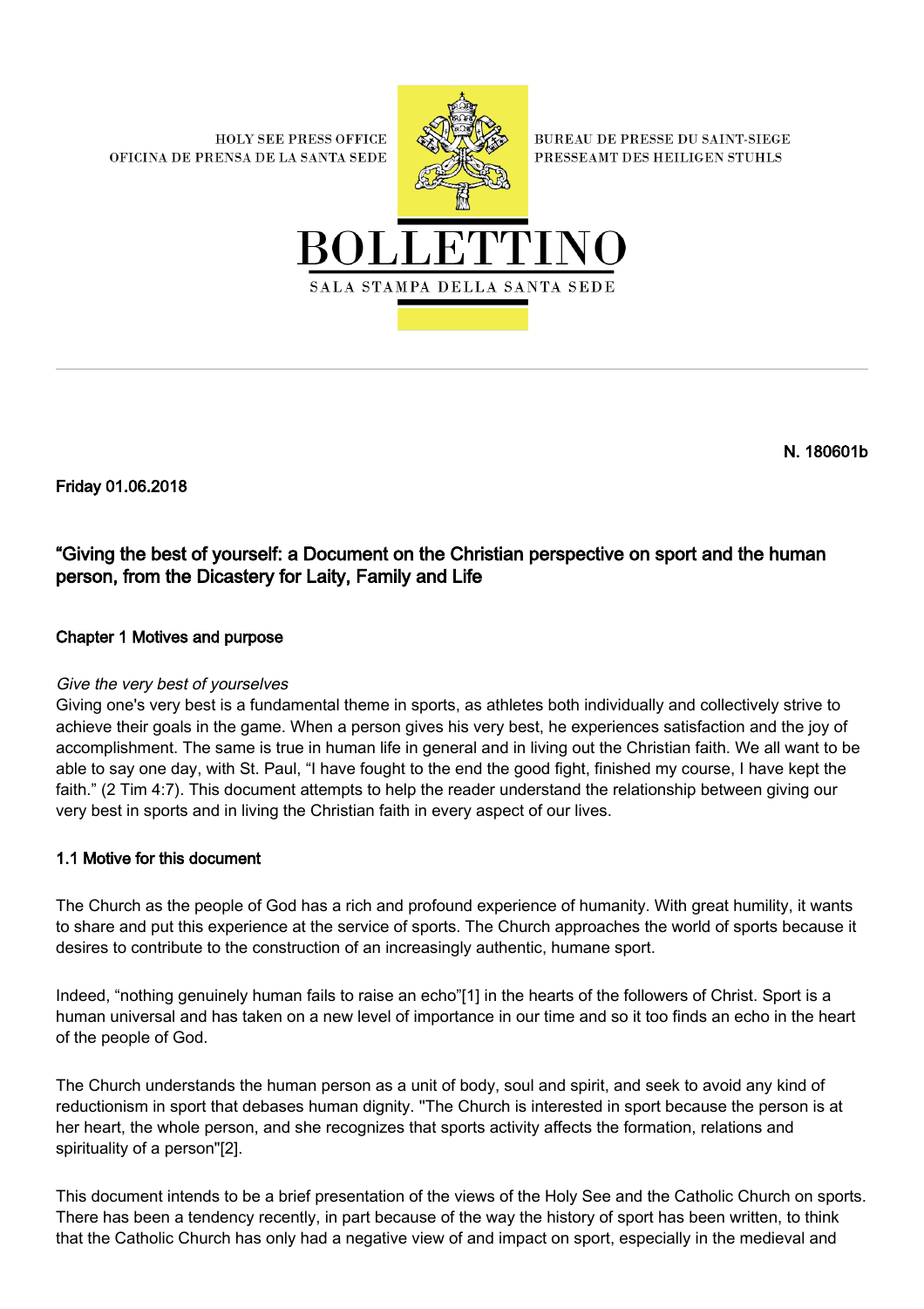HOLY SEE PRESS OFFICE
OFICINA DE PRENSA DE LA SANTA SEDE

BUREAU DE PRESSE DU SAINT-SIEGE
PRESSEAMT DES HEILIGEN STUHLS

BOLLETTINO
SALA STAMPA DELLA SANTA SEDE

**N. 180601b**

**Friday 01.06.2018**

## "Giving the best of yourself: a Document on the Christian perspective on sport and the human person, from the Dicastery for Laity, Family and Life

### Chapter 1 Motives and purpose

*Give the very best of yourselves*

Giving one's very best is a fundamental theme in sports, as athletes both individually and collectively strive to achieve their goals in the game. When a person gives his very best, he experiences satisfaction and the joy of accomplishment. The same is true in human life in general and in living out the Christian faith. We all want to be able to say one day, with St. Paul, "I have fought to the end the good fight, finished my course, I have kept the faith." (2 Tim 4:7). This document attempts to help the reader understand the relationship between giving our very best in sports and in living the Christian faith in every aspect of our lives.

### 1.1 Motive for this document

The Church as the people of God has a rich and profound experience of humanity. With great humility, it wants to share and put this experience at the service of sports. The Church approaches the world of sports because it desires to contribute to the construction of an increasingly authentic, humane sport.

Indeed, "nothing genuinely human fails to raise an echo"[1] in the hearts of the followers of Christ. Sport is a human universal and has taken on a new level of importance in our time and so it too finds an echo in the heart of the people of God.

The Church understands the human person as a unit of body, soul and spirit, and seek to avoid any kind of reductionism in sport that debases human dignity. "The Church is interested in sport because the person is at her heart, the whole person, and she recognizes that sports activity affects the formation, relations and spirituality of a person"[2].

This document intends to be a brief presentation of the views of the Holy See and the Catholic Church on sports. There has been a tendency recently, in part because of the way the history of sport has been written, to think that the Catholic Church has only had a negative view of and impact on sport, especially in the medieval and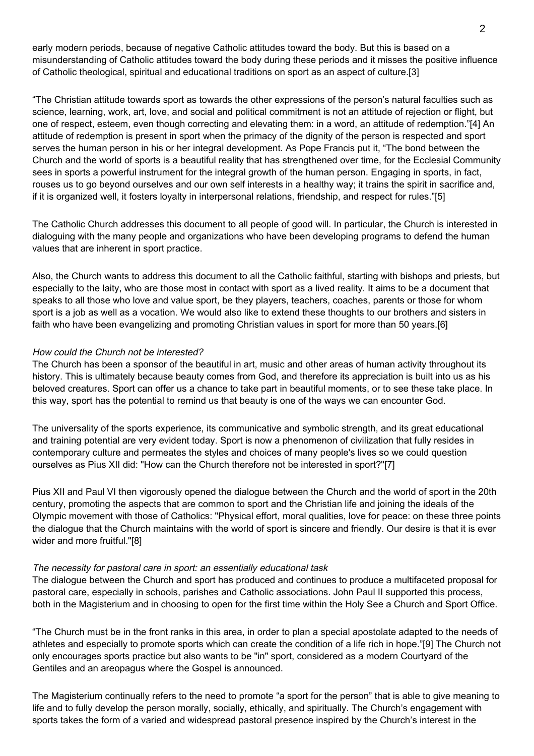early modern periods, because of negative Catholic attitudes toward the body. But this is based on a misunderstanding of Catholic attitudes toward the body during these periods and it misses the positive influence of Catholic theological, spiritual and educational traditions on sport as an aspect of culture.[3]

“The Christian attitude towards sport as towards the other expressions of the person’s natural faculties such as science, learning, work, art, love, and social and political commitment is not an attitude of rejection or flight, but one of respect, esteem, even though correcting and elevating them: in a word, an attitude of redemption.”[4] An attitude of redemption is present in sport when the primacy of the dignity of the person is respected and sport serves the human person in his or her integral development. As Pope Francis put it, “The bond between the Church and the world of sports is a beautiful reality that has strengthened over time, for the Ecclesial Community sees in sports a powerful instrument for the integral growth of the human person. Engaging in sports, in fact, rouses us to go beyond ourselves and our own self interests in a healthy way; it trains the spirit in sacrifice and, if it is organized well, it fosters loyalty in interpersonal relations, friendship, and respect for rules.”[5]

The Catholic Church addresses this document to all people of good will. In particular, the Church is interested in dialoguing with the many people and organizations who have been developing programs to defend the human values that are inherent in sport practice.

Also, the Church wants to address this document to all the Catholic faithful, starting with bishops and priests, but especially to the laity, who are those most in contact with sport as a lived reality. It aims to be a document that speaks to all those who love and value sport, be they players, teachers, coaches, parents or those for whom sport is a job as well as a vocation. We would also like to extend these thoughts to our brothers and sisters in faith who have been evangelizing and promoting Christian values in sport for more than 50 years.[6]

*How could the Church not be interested?*

The Church has been a sponsor of the beautiful in art, music and other areas of human activity throughout its history. This is ultimately because beauty comes from God, and therefore its appreciation is built into us as his beloved creatures. Sport can offer us a chance to take part in beautiful moments, or to see these take place. In this way, sport has the potential to remind us that beauty is one of the ways we can encounter God.

The universality of the sports experience, its communicative and symbolic strength, and its great educational and training potential are very evident today. Sport is now a phenomenon of civilization that fully resides in contemporary culture and permeates the styles and choices of many people's lives so we could question ourselves as Pius XII did: "How can the Church therefore not be interested in sport?"[7]

Pius XII and Paul VI then vigorously opened the dialogue between the Church and the world of sport in the 20th century, promoting the aspects that are common to sport and the Christian life and joining the ideals of the Olympic movement with those of Catholics: "Physical effort, moral qualities, love for peace: on these three points the dialogue that the Church maintains with the world of sport is sincere and friendly. Our desire is that it is ever wider and more fruitful."[8]

*The necessity for pastoral care in sport: an essentially educational task*

The dialogue between the Church and sport has produced and continues to produce a multifaceted proposal for pastoral care, especially in schools, parishes and Catholic associations. John Paul II supported this process, both in the Magisterium and in choosing to open for the first time within the Holy See a Church and Sport Office.

“The Church must be in the front ranks in this area, in order to plan a special apostolate adapted to the needs of athletes and especially to promote sports which can create the condition of a life rich in hope.”[9] The Church not only encourages sports practice but also wants to be "in" sport, considered as a modern Courtyard of the Gentiles and an areopagus where the Gospel is announced.

The Magisterium continually refers to the need to promote “a sport for the person” that is able to give meaning to life and to fully develop the person morally, socially, ethically, and spiritually. The Church’s engagement with sports takes the form of a varied and widespread pastoral presence inspired by the Church’s interest in the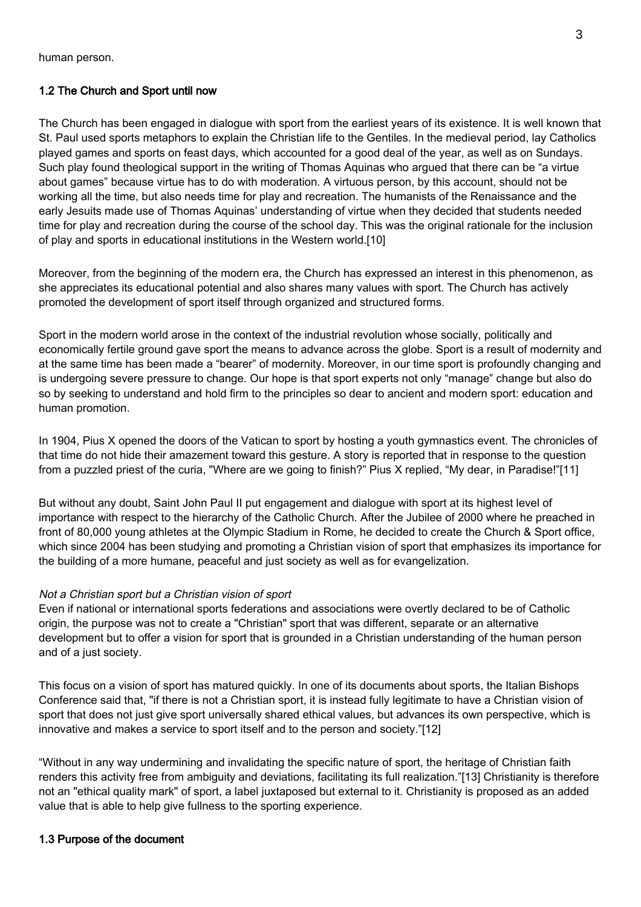human person.

### 1.2 The Church and Sport until now

The Church has been engaged in dialogue with sport from the earliest years of its existence. It is well known that St. Paul used sports metaphors to explain the Christian life to the Gentiles. In the medieval period, lay Catholics played games and sports on feast days, which accounted for a good deal of the year, as well as on Sundays. Such play found theological support in the writing of Thomas Aquinas who argued that there can be “a virtue about games” because virtue has to do with moderation. A virtuous person, by this account, should not be working all the time, but also needs time for play and recreation. The humanists of the Renaissance and the early Jesuits made use of Thomas Aquinas’ understanding of virtue when they decided that students needed time for play and recreation during the course of the school day. This was the original rationale for the inclusion of play and sports in educational institutions in the Western world.[10]

Moreover, from the beginning of the modern era, the Church has expressed an interest in this phenomenon, as she appreciates its educational potential and also shares many values with sport. The Church has actively promoted the development of sport itself through organized and structured forms.

Sport in the modern world arose in the context of the industrial revolution whose socially, politically and economically fertile ground gave sport the means to advance across the globe. Sport is a result of modernity and at the same time has been made a “bearer” of modernity. Moreover, in our time sport is profoundly changing and is undergoing severe pressure to change. Our hope is that sport experts not only “manage” change but also do so by seeking to understand and hold firm to the principles so dear to ancient and modern sport: education and human promotion.

In 1904, Pius X opened the doors of the Vatican to sport by hosting a youth gymnastics event. The chronicles of that time do not hide their amazement toward this gesture. A story is reported that in response to the question from a puzzled priest of the curia, "Where are we going to finish?" Pius X replied, “My dear, in Paradise!”[11]

But without any doubt, Saint John Paul II put engagement and dialogue with sport at its highest level of importance with respect to the hierarchy of the Catholic Church. After the Jubilee of 2000 where he preached in front of 80,000 young athletes at the Olympic Stadium in Rome, he decided to create the Church & Sport office, which since 2004 has been studying and promoting a Christian vision of sport that emphasizes its importance for the building of a more humane, peaceful and just society as well as for evangelization.

*Not a Christian sport but a Christian vision of sport*

Even if national or international sports federations and associations were overtly declared to be of Catholic origin, the purpose was not to create a "Christian" sport that was different, separate or an alternative development but to offer a vision for sport that is grounded in a Christian understanding of the human person and of a just society.

This focus on a vision of sport has matured quickly. In one of its documents about sports, the Italian Bishops Conference said that, "if there is not a Christian sport, it is instead fully legitimate to have a Christian vision of sport that does not just give sport universally shared ethical values, but advances its own perspective, which is innovative and makes a service to sport itself and to the person and society.”[12]

“Without in any way undermining and invalidating the specific nature of sport, the heritage of Christian faith renders this activity free from ambiguity and deviations, facilitating its full realization.”[13] Christianity is therefore not an "ethical quality mark" of sport, a label juxtaposed but external to it. Christianity is proposed as an added value that is able to help give fullness to the sporting experience.

### 1.3 Purpose of the document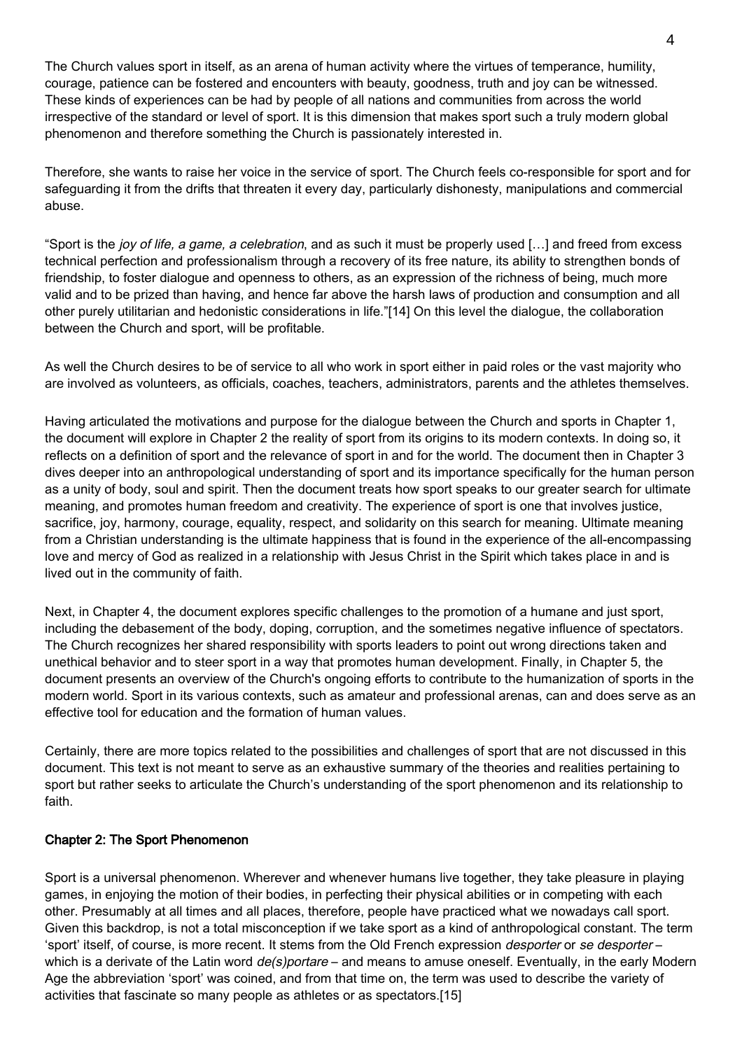The Church values sport in itself, as an arena of human activity where the virtues of temperance, humility, courage, patience can be fostered and encounters with beauty, goodness, truth and joy can be witnessed. These kinds of experiences can be had by people of all nations and communities from across the world irrespective of the standard or level of sport. It is this dimension that makes sport such a truly modern global phenomenon and therefore something the Church is passionately interested in.

Therefore, she wants to raise her voice in the service of sport. The Church feels co-responsible for sport and for safeguarding it from the drifts that threaten it every day, particularly dishonesty, manipulations and commercial abuse.

"Sport is the *joy of life, a game, a celebration*, and as such it must be properly used […] and freed from excess technical perfection and professionalism through a recovery of its free nature, its ability to strengthen bonds of friendship, to foster dialogue and openness to others, as an expression of the richness of being, much more valid and to be prized than having, and hence far above the harsh laws of production and consumption and all other purely utilitarian and hedonistic considerations in life."[14] On this level the dialogue, the collaboration between the Church and sport, will be profitable.

As well the Church desires to be of service to all who work in sport either in paid roles or the vast majority who are involved as volunteers, as officials, coaches, teachers, administrators, parents and the athletes themselves.

Having articulated the motivations and purpose for the dialogue between the Church and sports in Chapter 1, the document will explore in Chapter 2 the reality of sport from its origins to its modern contexts. In doing so, it reflects on a definition of sport and the relevance of sport in and for the world. The document then in Chapter 3 dives deeper into an anthropological understanding of sport and its importance specifically for the human person as a unity of body, soul and spirit. Then the document treats how sport speaks to our greater search for ultimate meaning, and promotes human freedom and creativity. The experience of sport is one that involves justice, sacrifice, joy, harmony, courage, equality, respect, and solidarity on this search for meaning. Ultimate meaning from a Christian understanding is the ultimate happiness that is found in the experience of the all-encompassing love and mercy of God as realized in a relationship with Jesus Christ in the Spirit which takes place in and is lived out in the community of faith.

Next, in Chapter 4, the document explores specific challenges to the promotion of a humane and just sport, including the debasement of the body, doping, corruption, and the sometimes negative influence of spectators. The Church recognizes her shared responsibility with sports leaders to point out wrong directions taken and unethical behavior and to steer sport in a way that promotes human development. Finally, in Chapter 5, the document presents an overview of the Church's ongoing efforts to contribute to the humanization of sports in the modern world. Sport in its various contexts, such as amateur and professional arenas, can and does serve as an effective tool for education and the formation of human values.

Certainly, there are more topics related to the possibilities and challenges of sport that are not discussed in this document. This text is not meant to serve as an exhaustive summary of the theories and realities pertaining to sport but rather seeks to articulate the Church's understanding of the sport phenomenon and its relationship to faith.

## Chapter 2: The Sport Phenomenon

Sport is a universal phenomenon. Wherever and whenever humans live together, they take pleasure in playing games, in enjoying the motion of their bodies, in perfecting their physical abilities or in competing with each other. Presumably at all times and all places, therefore, people have practiced what we nowadays call sport. Given this backdrop, is not a total misconception if we take sport as a kind of anthropological constant. The term 'sport' itself, of course, is more recent. It stems from the Old French expression *desporter* or *se desporter* – which is a derivate of the Latin word *de(s)portare* – and means to amuse oneself. Eventually, in the early Modern Age the abbreviation 'sport' was coined, and from that time on, the term was used to describe the variety of activities that fascinate so many people as athletes or as spectators.[15]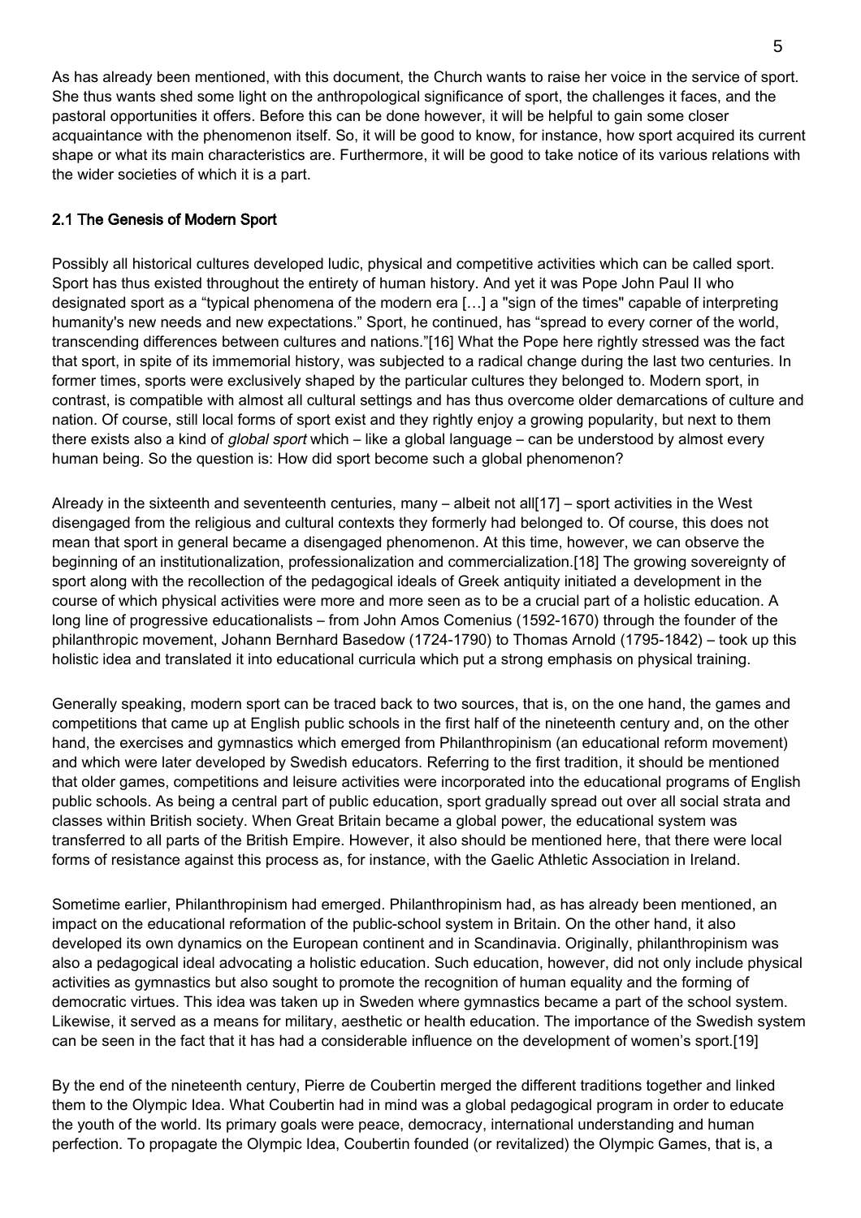As has already been mentioned, with this document, the Church wants to raise her voice in the service of sport. She thus wants shed some light on the anthropological significance of sport, the challenges it faces, and the pastoral opportunities it offers. Before this can be done however, it will be helpful to gain some closer acquaintance with the phenomenon itself. So, it will be good to know, for instance, how sport acquired its current shape or what its main characteristics are. Furthermore, it will be good to take notice of its various relations with the wider societies of which it is a part.

## 2.1 The Genesis of Modern Sport

Possibly all historical cultures developed ludic, physical and competitive activities which can be called sport. Sport has thus existed throughout the entirety of human history. And yet it was Pope John Paul II who designated sport as a "typical phenomena of the modern era […] a "sign of the times" capable of interpreting humanity's new needs and new expectations." Sport, he continued, has "spread to every corner of the world, transcending differences between cultures and nations."[16] What the Pope here rightly stressed was the fact that sport, in spite of its immemorial history, was subjected to a radical change during the last two centuries. In former times, sports were exclusively shaped by the particular cultures they belonged to. Modern sport, in contrast, is compatible with almost all cultural settings and has thus overcome older demarcations of culture and nation. Of course, still local forms of sport exist and they rightly enjoy a growing popularity, but next to them there exists also a kind of *global sport* which – like a global language – can be understood by almost every human being. So the question is: How did sport become such a global phenomenon?

Already in the sixteenth and seventeenth centuries, many – albeit not all[17] – sport activities in the West disengaged from the religious and cultural contexts they formerly had belonged to. Of course, this does not mean that sport in general became a disengaged phenomenon. At this time, however, we can observe the beginning of an institutionalization, professionalization and commercialization.[18] The growing sovereignty of sport along with the recollection of the pedagogical ideals of Greek antiquity initiated a development in the course of which physical activities were more and more seen as to be a crucial part of a holistic education. A long line of progressive educationalists – from John Amos Comenius (1592-1670) through the founder of the philanthropic movement, Johann Bernhard Basedow (1724-1790) to Thomas Arnold (1795-1842) – took up this holistic idea and translated it into educational curricula which put a strong emphasis on physical training.

Generally speaking, modern sport can be traced back to two sources, that is, on the one hand, the games and competitions that came up at English public schools in the first half of the nineteenth century and, on the other hand, the exercises and gymnastics which emerged from Philanthropinism (an educational reform movement) and which were later developed by Swedish educators. Referring to the first tradition, it should be mentioned that older games, competitions and leisure activities were incorporated into the educational programs of English public schools. As being a central part of public education, sport gradually spread out over all social strata and classes within British society. When Great Britain became a global power, the educational system was transferred to all parts of the British Empire. However, it also should be mentioned here, that there were local forms of resistance against this process as, for instance, with the Gaelic Athletic Association in Ireland.

Sometime earlier, Philanthropinism had emerged. Philanthropinism had, as has already been mentioned, an impact on the educational reformation of the public-school system in Britain. On the other hand, it also developed its own dynamics on the European continent and in Scandinavia. Originally, philanthropinism was also a pedagogical ideal advocating a holistic education. Such education, however, did not only include physical activities as gymnastics but also sought to promote the recognition of human equality and the forming of democratic virtues. This idea was taken up in Sweden where gymnastics became a part of the school system. Likewise, it served as a means for military, aesthetic or health education. The importance of the Swedish system can be seen in the fact that it has had a considerable influence on the development of women's sport.[19]

By the end of the nineteenth century, Pierre de Coubertin merged the different traditions together and linked them to the Olympic Idea. What Coubertin had in mind was a global pedagogical program in order to educate the youth of the world. Its primary goals were peace, democracy, international understanding and human perfection. To propagate the Olympic Idea, Coubertin founded (or revitalized) the Olympic Games, that is, a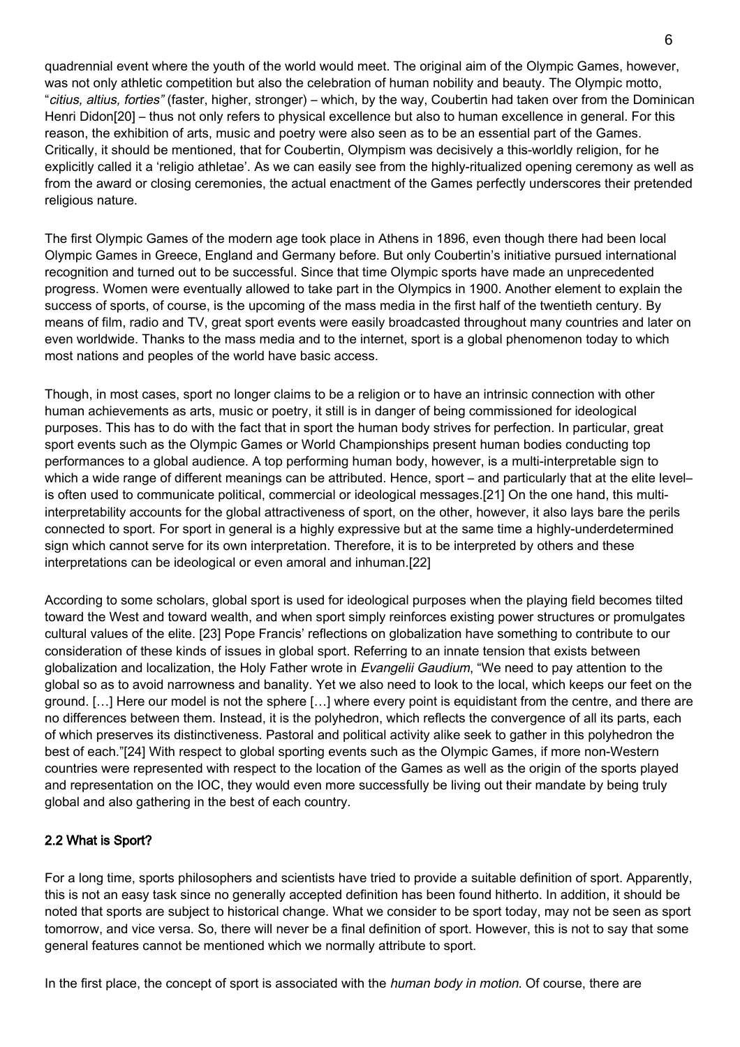quadrennial event where the youth of the world would meet. The original aim of the Olympic Games, however, was not only athletic competition but also the celebration of human nobility and beauty. The Olympic motto, "*citius, altius, forties"* (faster, higher, stronger) – which, by the way, Coubertin had taken over from the Dominican Henri Didon[20] – thus not only refers to physical excellence but also to human excellence in general. For this reason, the exhibition of arts, music and poetry were also seen as to be an essential part of the Games. Critically, it should be mentioned, that for Coubertin, Olympism was decisively a this-worldly religion, for he explicitly called it a 'religio athletae'. As we can easily see from the highly-ritualized opening ceremony as well as from the award or closing ceremonies, the actual enactment of the Games perfectly underscores their pretended religious nature.

The first Olympic Games of the modern age took place in Athens in 1896, even though there had been local Olympic Games in Greece, England and Germany before. But only Coubertin's initiative pursued international recognition and turned out to be successful. Since that time Olympic sports have made an unprecedented progress. Women were eventually allowed to take part in the Olympics in 1900. Another element to explain the success of sports, of course, is the upcoming of the mass media in the first half of the twentieth century. By means of film, radio and TV, great sport events were easily broadcasted throughout many countries and later on even worldwide. Thanks to the mass media and to the internet, sport is a global phenomenon today to which most nations and peoples of the world have basic access.

Though, in most cases, sport no longer claims to be a religion or to have an intrinsic connection with other human achievements as arts, music or poetry, it still is in danger of being commissioned for ideological purposes. This has to do with the fact that in sport the human body strives for perfection. In particular, great sport events such as the Olympic Games or World Championships present human bodies conducting top performances to a global audience. A top performing human body, however, is a multi-interpretable sign to which a wide range of different meanings can be attributed. Hence, sport – and particularly that at the elite level– is often used to communicate political, commercial or ideological messages.[21] On the one hand, this multi-interpretability accounts for the global attractiveness of sport, on the other, however, it also lays bare the perils connected to sport. For sport in general is a highly expressive but at the same time a highly-underdetermined sign which cannot serve for its own interpretation. Therefore, it is to be interpreted by others and these interpretations can be ideological or even amoral and inhuman.[22]

According to some scholars, global sport is used for ideological purposes when the playing field becomes tilted toward the West and toward wealth, and when sport simply reinforces existing power structures or promulgates cultural values of the elite. [23] Pope Francis' reflections on globalization have something to contribute to our consideration of these kinds of issues in global sport. Referring to an innate tension that exists between globalization and localization, the Holy Father wrote in *Evangelii Gaudium*, "We need to pay attention to the global so as to avoid narrowness and banality. Yet we also need to look to the local, which keeps our feet on the ground. […] Here our model is not the sphere […] where every point is equidistant from the centre, and there are no differences between them. Instead, it is the polyhedron, which reflects the convergence of all its parts, each of which preserves its distinctiveness. Pastoral and political activity alike seek to gather in this polyhedron the best of each."[24] With respect to global sporting events such as the Olympic Games, if more non-Western countries were represented with respect to the location of the Games as well as the origin of the sports played and representation on the IOC, they would even more successfully be living out their mandate by being truly global and also gathering in the best of each country.

### 2.2 What is Sport?

For a long time, sports philosophers and scientists have tried to provide a suitable definition of sport. Apparently, this is not an easy task since no generally accepted definition has been found hitherto. In addition, it should be noted that sports are subject to historical change. What we consider to be sport today, may not be seen as sport tomorrow, and vice versa. So, there will never be a final definition of sport. However, this is not to say that some general features cannot be mentioned which we normally attribute to sport.

In the first place, the concept of sport is associated with the *human body in motion*. Of course, there are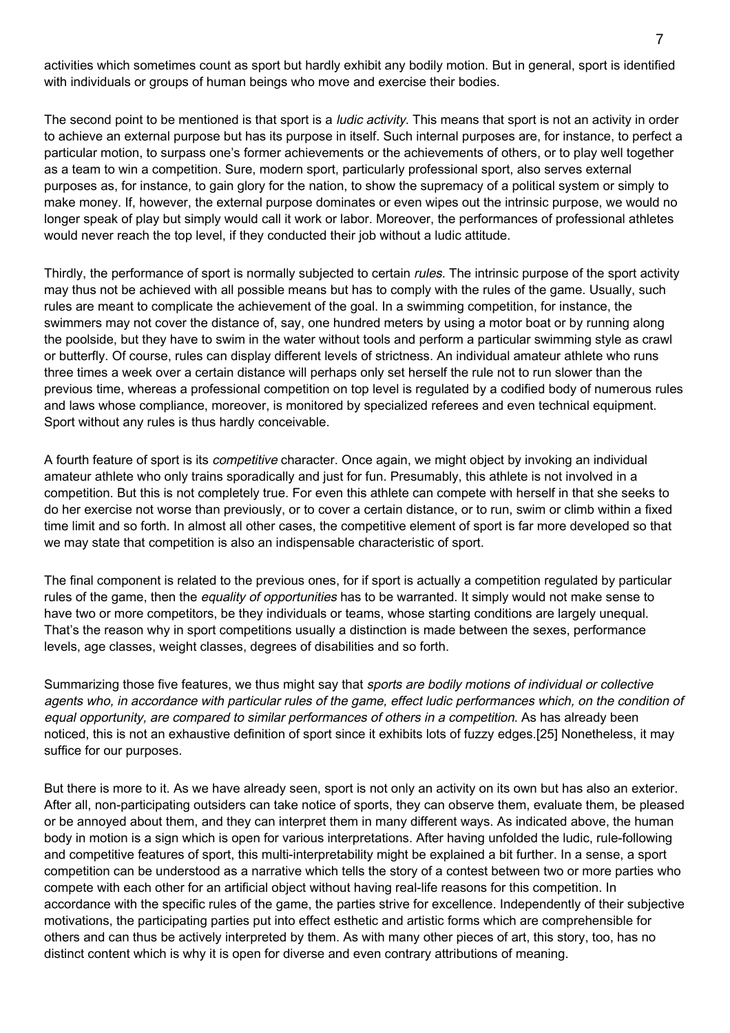activities which sometimes count as sport but hardly exhibit any bodily motion. But in general, sport is identified with individuals or groups of human beings who move and exercise their bodies.

The second point to be mentioned is that sport is a *ludic activity*. This means that sport is not an activity in order to achieve an external purpose but has its purpose in itself. Such internal purposes are, for instance, to perfect a particular motion, to surpass one's former achievements or the achievements of others, or to play well together as a team to win a competition. Sure, modern sport, particularly professional sport, also serves external purposes as, for instance, to gain glory for the nation, to show the supremacy of a political system or simply to make money. If, however, the external purpose dominates or even wipes out the intrinsic purpose, we would no longer speak of play but simply would call it work or labor. Moreover, the performances of professional athletes would never reach the top level, if they conducted their job without a ludic attitude.

Thirdly, the performance of sport is normally subjected to certain *rules*. The intrinsic purpose of the sport activity may thus not be achieved with all possible means but has to comply with the rules of the game. Usually, such rules are meant to complicate the achievement of the goal. In a swimming competition, for instance, the swimmers may not cover the distance of, say, one hundred meters by using a motor boat or by running along the poolside, but they have to swim in the water without tools and perform a particular swimming style as crawl or butterfly. Of course, rules can display different levels of strictness. An individual amateur athlete who runs three times a week over a certain distance will perhaps only set herself the rule not to run slower than the previous time, whereas a professional competition on top level is regulated by a codified body of numerous rules and laws whose compliance, moreover, is monitored by specialized referees and even technical equipment. Sport without any rules is thus hardly conceivable.

A fourth feature of sport is its *competitive* character. Once again, we might object by invoking an individual amateur athlete who only trains sporadically and just for fun. Presumably, this athlete is not involved in a competition. But this is not completely true. For even this athlete can compete with herself in that she seeks to do her exercise not worse than previously, or to cover a certain distance, or to run, swim or climb within a fixed time limit and so forth. In almost all other cases, the competitive element of sport is far more developed so that we may state that competition is also an indispensable characteristic of sport.

The final component is related to the previous ones, for if sport is actually a competition regulated by particular rules of the game, then the *equality of opportunities* has to be warranted. It simply would not make sense to have two or more competitors, be they individuals or teams, whose starting conditions are largely unequal. That's the reason why in sport competitions usually a distinction is made between the sexes, performance levels, age classes, weight classes, degrees of disabilities and so forth.

Summarizing those five features, we thus might say that *sports are bodily motions of individual or collective agents who, in accordance with particular rules of the game, effect ludic performances which, on the condition of equal opportunity, are compared to similar performances of others in a competition*. As has already been noticed, this is not an exhaustive definition of sport since it exhibits lots of fuzzy edges.[25] Nonetheless, it may suffice for our purposes.

But there is more to it. As we have already seen, sport is not only an activity on its own but has also an exterior. After all, non-participating outsiders can take notice of sports, they can observe them, evaluate them, be pleased or be annoyed about them, and they can interpret them in many different ways. As indicated above, the human body in motion is a sign which is open for various interpretations. After having unfolded the ludic, rule-following and competitive features of sport, this multi-interpretability might be explained a bit further. In a sense, a sport competition can be understood as a narrative which tells the story of a contest between two or more parties who compete with each other for an artificial object without having real-life reasons for this competition. In accordance with the specific rules of the game, the parties strive for excellence. Independently of their subjective motivations, the participating parties put into effect esthetic and artistic forms which are comprehensible for others and can thus be actively interpreted by them. As with many other pieces of art, this story, too, has no distinct content which is why it is open for diverse and even contrary attributions of meaning.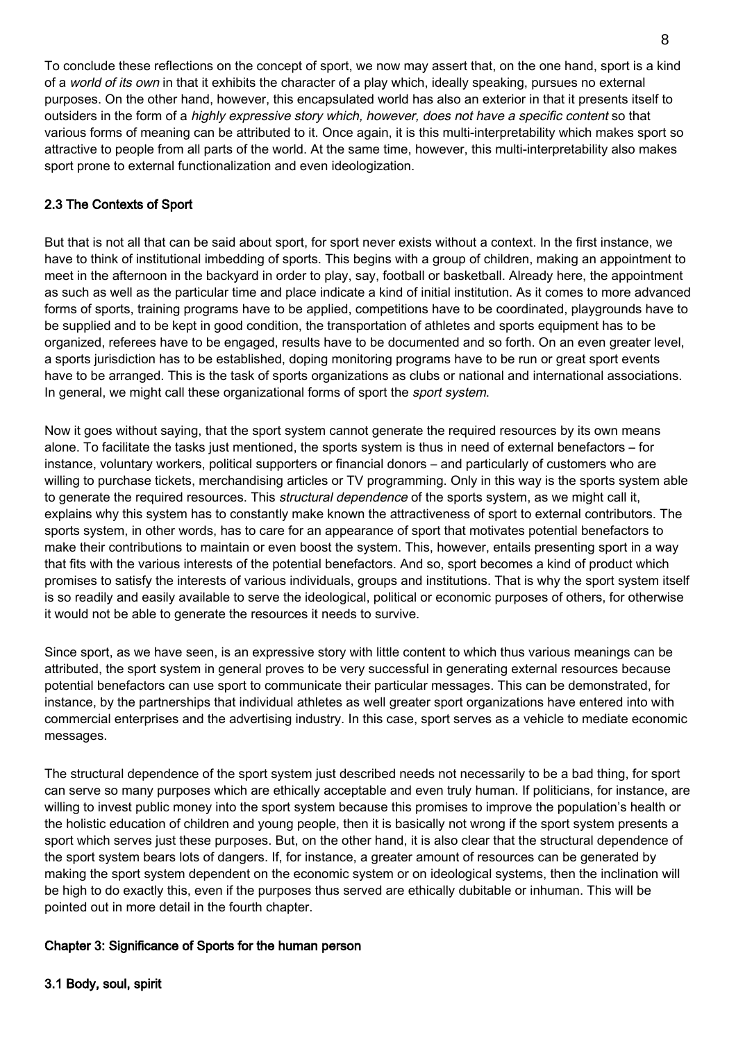To conclude these reflections on the concept of sport, we now may assert that, on the one hand, sport is a kind of a *world of its own* in that it exhibits the character of a play which, ideally speaking, pursues no external purposes. On the other hand, however, this encapsulated world has also an exterior in that it presents itself to outsiders in the form of a *highly expressive story which, however, does not have a specific content* so that various forms of meaning can be attributed to it. Once again, it is this multi-interpretability which makes sport so attractive to people from all parts of the world. At the same time, however, this multi-interpretability also makes sport prone to external functionalization and even ideologization.

### 2.3 The Contexts of Sport

But that is not all that can be said about sport, for sport never exists without a context. In the first instance, we have to think of institutional imbedding of sports. This begins with a group of children, making an appointment to meet in the afternoon in the backyard in order to play, say, football or basketball. Already here, the appointment as such as well as the particular time and place indicate a kind of initial institution. As it comes to more advanced forms of sports, training programs have to be applied, competitions have to be coordinated, playgrounds have to be supplied and to be kept in good condition, the transportation of athletes and sports equipment has to be organized, referees have to be engaged, results have to be documented and so forth. On an even greater level, a sports jurisdiction has to be established, doping monitoring programs have to be run or great sport events have to be arranged. This is the task of sports organizations as clubs or national and international associations. In general, we might call these organizational forms of sport the *sport system*.

Now it goes without saying, that the sport system cannot generate the required resources by its own means alone. To facilitate the tasks just mentioned, the sports system is thus in need of external benefactors – for instance, voluntary workers, political supporters or financial donors – and particularly of customers who are willing to purchase tickets, merchandising articles or TV programming. Only in this way is the sports system able to generate the required resources. This *structural dependence* of the sports system, as we might call it, explains why this system has to constantly make known the attractiveness of sport to external contributors. The sports system, in other words, has to care for an appearance of sport that motivates potential benefactors to make their contributions to maintain or even boost the system. This, however, entails presenting sport in a way that fits with the various interests of the potential benefactors. And so, sport becomes a kind of product which promises to satisfy the interests of various individuals, groups and institutions. That is why the sport system itself is so readily and easily available to serve the ideological, political or economic purposes of others, for otherwise it would not be able to generate the resources it needs to survive.

Since sport, as we have seen, is an expressive story with little content to which thus various meanings can be attributed, the sport system in general proves to be very successful in generating external resources because potential benefactors can use sport to communicate their particular messages. This can be demonstrated, for instance, by the partnerships that individual athletes as well greater sport organizations have entered into with commercial enterprises and the advertising industry. In this case, sport serves as a vehicle to mediate economic messages.

The structural dependence of the sport system just described needs not necessarily to be a bad thing, for sport can serve so many purposes which are ethically acceptable and even truly human. If politicians, for instance, are willing to invest public money into the sport system because this promises to improve the population's health or the holistic education of children and young people, then it is basically not wrong if the sport system presents a sport which serves just these purposes. But, on the other hand, it is also clear that the structural dependence of the sport system bears lots of dangers. If, for instance, a greater amount of resources can be generated by making the sport system dependent on the economic system or on ideological systems, then the inclination will be high to do exactly this, even if the purposes thus served are ethically dubitable or inhuman. This will be pointed out in more detail in the fourth chapter.

## Chapter 3: Significance of Sports for the human person

### 3.1 Body, soul, spirit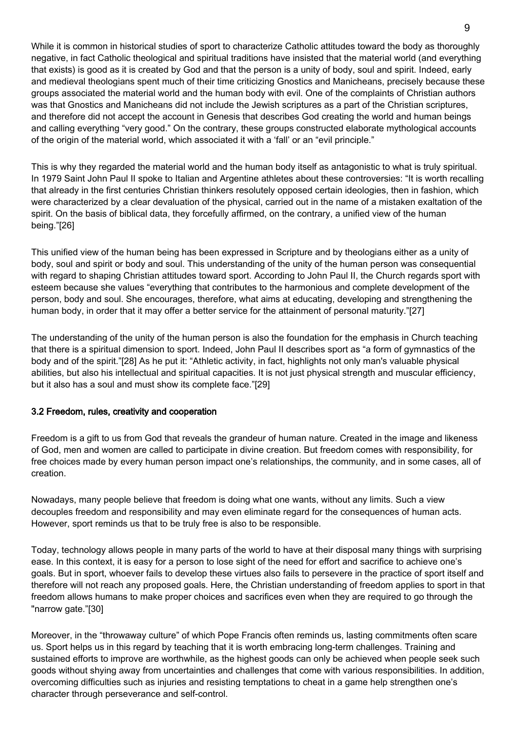While it is common in historical studies of sport to characterize Catholic attitudes toward the body as thoroughly negative, in fact Catholic theological and spiritual traditions have insisted that the material world (and everything that exists) is good as it is created by God and that the person is a unity of body, soul and spirit. Indeed, early and medieval theologians spent much of their time criticizing Gnostics and Manicheans, precisely because these groups associated the material world and the human body with evil. One of the complaints of Christian authors was that Gnostics and Manicheans did not include the Jewish scriptures as a part of the Christian scriptures, and therefore did not accept the account in Genesis that describes God creating the world and human beings and calling everything "very good." On the contrary, these groups constructed elaborate mythological accounts of the origin of the material world, which associated it with a 'fall' or an "evil principle."

This is why they regarded the material world and the human body itself as antagonistic to what is truly spiritual. In 1979 Saint John Paul II spoke to Italian and Argentine athletes about these controversies: "It is worth recalling that already in the first centuries Christian thinkers resolutely opposed certain ideologies, then in fashion, which were characterized by a clear devaluation of the physical, carried out in the name of a mistaken exaltation of the spirit. On the basis of biblical data, they forcefully affirmed, on the contrary, a unified view of the human being."[26]

This unified view of the human being has been expressed in Scripture and by theologians either as a unity of body, soul and spirit or body and soul. This understanding of the unity of the human person was consequential with regard to shaping Christian attitudes toward sport. According to John Paul II, the Church regards sport with esteem because she values "everything that contributes to the harmonious and complete development of the person, body and soul. She encourages, therefore, what aims at educating, developing and strengthening the human body, in order that it may offer a better service for the attainment of personal maturity."[27]

The understanding of the unity of the human person is also the foundation for the emphasis in Church teaching that there is a spiritual dimension to sport. Indeed, John Paul II describes sport as "a form of gymnastics of the body and of the spirit."[28] As he put it: "Athletic activity, in fact, highlights not only man's valuable physical abilities, but also his intellectual and spiritual capacities. It is not just physical strength and muscular efficiency, but it also has a soul and must show its complete face."[29]

### 3.2 Freedom, rules, creativity and cooperation

Freedom is a gift to us from God that reveals the grandeur of human nature. Created in the image and likeness of God, men and women are called to participate in divine creation. But freedom comes with responsibility, for free choices made by every human person impact one's relationships, the community, and in some cases, all of creation.

Nowadays, many people believe that freedom is doing what one wants, without any limits. Such a view decouples freedom and responsibility and may even eliminate regard for the consequences of human acts. However, sport reminds us that to be truly free is also to be responsible.

Today, technology allows people in many parts of the world to have at their disposal many things with surprising ease. In this context, it is easy for a person to lose sight of the need for effort and sacrifice to achieve one's goals. But in sport, whoever fails to develop these virtues also fails to persevere in the practice of sport itself and therefore will not reach any proposed goals. Here, the Christian understanding of freedom applies to sport in that freedom allows humans to make proper choices and sacrifices even when they are required to go through the "narrow gate."[30]

Moreover, in the "throwaway culture" of which Pope Francis often reminds us, lasting commitments often scare us. Sport helps us in this regard by teaching that it is worth embracing long-term challenges. Training and sustained efforts to improve are worthwhile, as the highest goods can only be achieved when people seek such goods without shying away from uncertainties and challenges that come with various responsibilities. In addition, overcoming difficulties such as injuries and resisting temptations to cheat in a game help strengthen one's character through perseverance and self-control.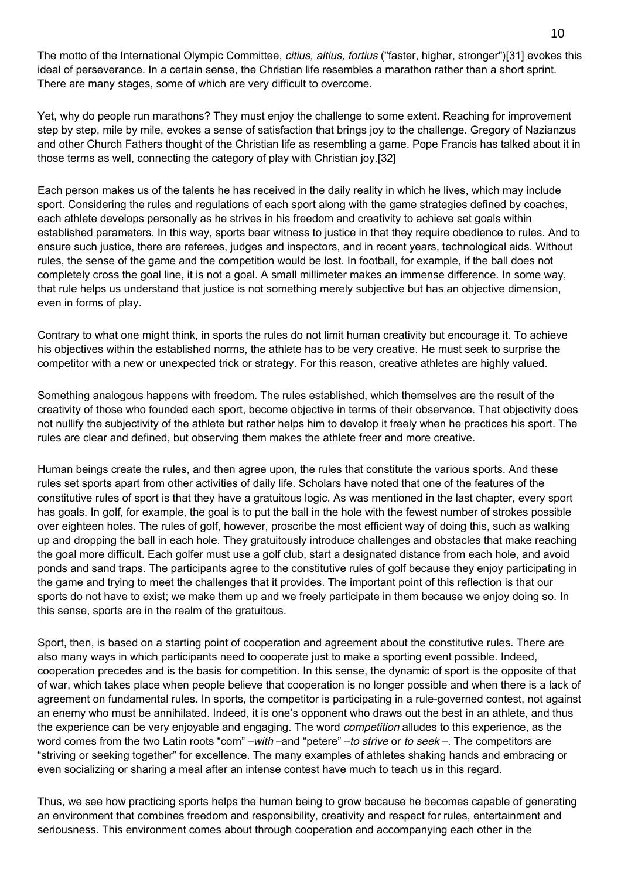The motto of the International Olympic Committee, *citius, altius, fortius* ("faster, higher, stronger")[31] evokes this ideal of perseverance. In a certain sense, the Christian life resembles a marathon rather than a short sprint. There are many stages, some of which are very difficult to overcome.

Yet, why do people run marathons? They must enjoy the challenge to some extent. Reaching for improvement step by step, mile by mile, evokes a sense of satisfaction that brings joy to the challenge. Gregory of Nazianzus and other Church Fathers thought of the Christian life as resembling a game. Pope Francis has talked about it in those terms as well, connecting the category of play with Christian joy.[32]

Each person makes us of the talents he has received in the daily reality in which he lives, which may include sport. Considering the rules and regulations of each sport along with the game strategies defined by coaches, each athlete develops personally as he strives in his freedom and creativity to achieve set goals within established parameters. In this way, sports bear witness to justice in that they require obedience to rules. And to ensure such justice, there are referees, judges and inspectors, and in recent years, technological aids. Without rules, the sense of the game and the competition would be lost. In football, for example, if the ball does not completely cross the goal line, it is not a goal. A small millimeter makes an immense difference. In some way, that rule helps us understand that justice is not something merely subjective but has an objective dimension, even in forms of play.

Contrary to what one might think, in sports the rules do not limit human creativity but encourage it. To achieve his objectives within the established norms, the athlete has to be very creative. He must seek to surprise the competitor with a new or unexpected trick or strategy. For this reason, creative athletes are highly valued.

Something analogous happens with freedom. The rules established, which themselves are the result of the creativity of those who founded each sport, become objective in terms of their observance. That objectivity does not nullify the subjectivity of the athlete but rather helps him to develop it freely when he practices his sport. The rules are clear and defined, but observing them makes the athlete freer and more creative.

Human beings create the rules, and then agree upon, the rules that constitute the various sports. And these rules set sports apart from other activities of daily life. Scholars have noted that one of the features of the constitutive rules of sport is that they have a gratuitous logic. As was mentioned in the last chapter, every sport has goals. In golf, for example, the goal is to put the ball in the hole with the fewest number of strokes possible over eighteen holes. The rules of golf, however, proscribe the most efficient way of doing this, such as walking up and dropping the ball in each hole. They gratuitously introduce challenges and obstacles that make reaching the goal more difficult. Each golfer must use a golf club, start a designated distance from each hole, and avoid ponds and sand traps. The participants agree to the constitutive rules of golf because they enjoy participating in the game and trying to meet the challenges that it provides. The important point of this reflection is that our sports do not have to exist; we make them up and we freely participate in them because we enjoy doing so. In this sense, sports are in the realm of the gratuitous.

Sport, then, is based on a starting point of cooperation and agreement about the constitutive rules. There are also many ways in which participants need to cooperate just to make a sporting event possible. Indeed, cooperation precedes and is the basis for competition. In this sense, the dynamic of sport is the opposite of that of war, which takes place when people believe that cooperation is no longer possible and when there is a lack of agreement on fundamental rules. In sports, the competitor is participating in a rule-governed contest, not against an enemy who must be annihilated. Indeed, it is one's opponent who draws out the best in an athlete, and thus the experience can be very enjoyable and engaging. The word *competition* alludes to this experience, as the word comes from the two Latin roots "com" –*with* –and "petere" –*to strive* or *to seek* –. The competitors are "striving or seeking together" for excellence. The many examples of athletes shaking hands and embracing or even socializing or sharing a meal after an intense contest have much to teach us in this regard.

Thus, we see how practicing sports helps the human being to grow because he becomes capable of generating an environment that combines freedom and responsibility, creativity and respect for rules, entertainment and seriousness. This environment comes about through cooperation and accompanying each other in the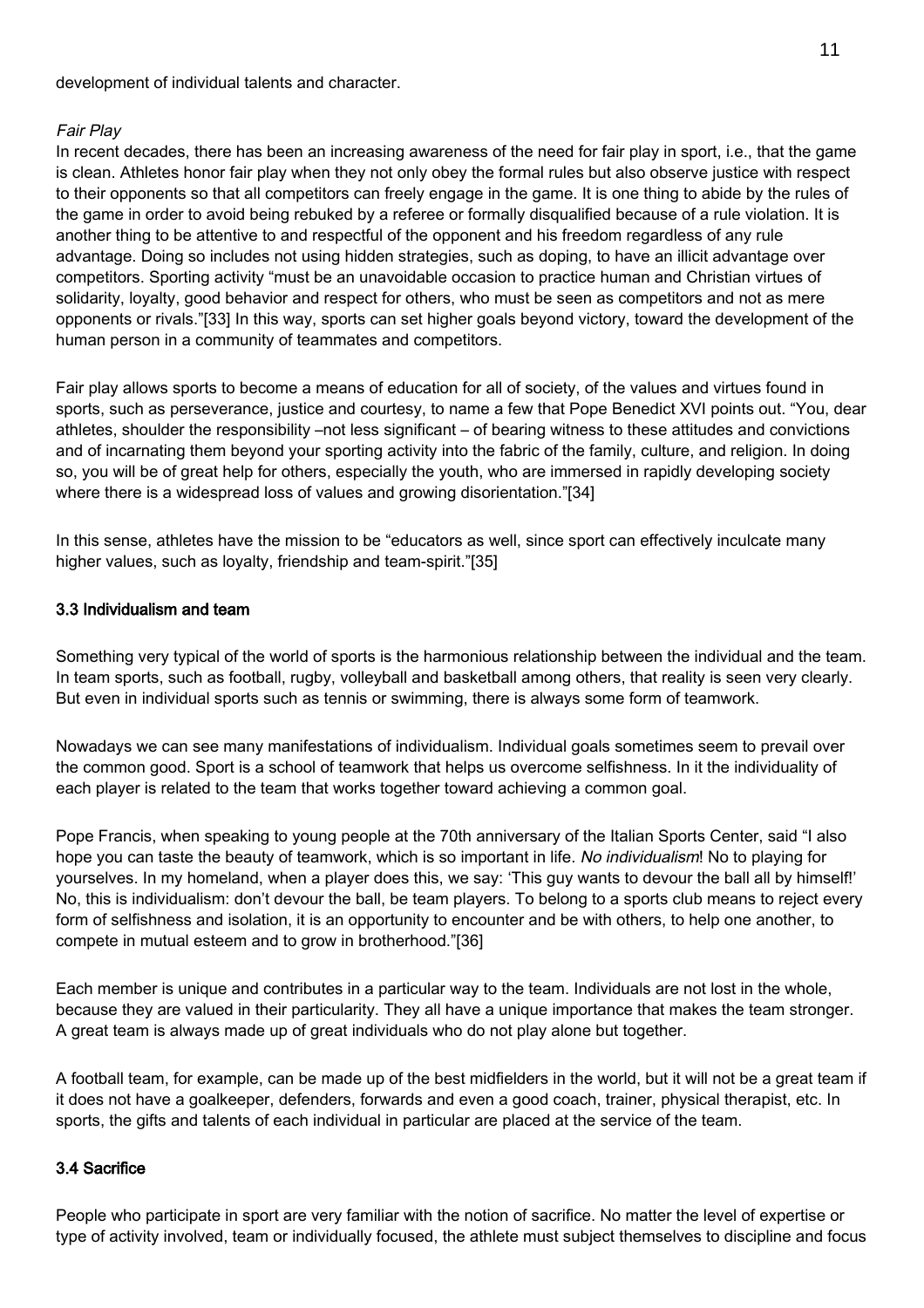development of individual talents and character.

*Fair Play*

In recent decades, there has been an increasing awareness of the need for fair play in sport, i.e., that the game is clean. Athletes honor fair play when they not only obey the formal rules but also observe justice with respect to their opponents so that all competitors can freely engage in the game. It is one thing to abide by the rules of the game in order to avoid being rebuked by a referee or formally disqualified because of a rule violation. It is another thing to be attentive to and respectful of the opponent and his freedom regardless of any rule advantage. Doing so includes not using hidden strategies, such as doping, to have an illicit advantage over competitors. Sporting activity "must be an unavoidable occasion to practice human and Christian virtues of solidarity, loyalty, good behavior and respect for others, who must be seen as competitors and not as mere opponents or rivals."[33] In this way, sports can set higher goals beyond victory, toward the development of the human person in a community of teammates and competitors.

Fair play allows sports to become a means of education for all of society, of the values and virtues found in sports, such as perseverance, justice and courtesy, to name a few that Pope Benedict XVI points out. "You, dear athletes, shoulder the responsibility –not less significant – of bearing witness to these attitudes and convictions and of incarnating them beyond your sporting activity into the fabric of the family, culture, and religion. In doing so, you will be of great help for others, especially the youth, who are immersed in rapidly developing society where there is a widespread loss of values and growing disorientation."[34]

In this sense, athletes have the mission to be "educators as well, since sport can effectively inculcate many higher values, such as loyalty, friendship and team-spirit."[35]

### 3.3 Individualism and team

Something very typical of the world of sports is the harmonious relationship between the individual and the team. In team sports, such as football, rugby, volleyball and basketball among others, that reality is seen very clearly. But even in individual sports such as tennis or swimming, there is always some form of teamwork.

Nowadays we can see many manifestations of individualism. Individual goals sometimes seem to prevail over the common good. Sport is a school of teamwork that helps us overcome selfishness. In it the individuality of each player is related to the team that works together toward achieving a common goal.

Pope Francis, when speaking to young people at the 70th anniversary of the Italian Sports Center, said "I also hope you can taste the beauty of teamwork, which is so important in life. *No individualism*! No to playing for yourselves. In my homeland, when a player does this, we say: 'This guy wants to devour the ball all by himself!' No, this is individualism: don't devour the ball, be team players. To belong to a sports club means to reject every form of selfishness and isolation, it is an opportunity to encounter and be with others, to help one another, to compete in mutual esteem and to grow in brotherhood."[36]

Each member is unique and contributes in a particular way to the team. Individuals are not lost in the whole, because they are valued in their particularity. They all have a unique importance that makes the team stronger. A great team is always made up of great individuals who do not play alone but together.

A football team, for example, can be made up of the best midfielders in the world, but it will not be a great team if it does not have a goalkeeper, defenders, forwards and even a good coach, trainer, physical therapist, etc. In sports, the gifts and talents of each individual in particular are placed at the service of the team.

### 3.4 Sacrifice

People who participate in sport are very familiar with the notion of sacrifice. No matter the level of expertise or type of activity involved, team or individually focused, the athlete must subject themselves to discipline and focus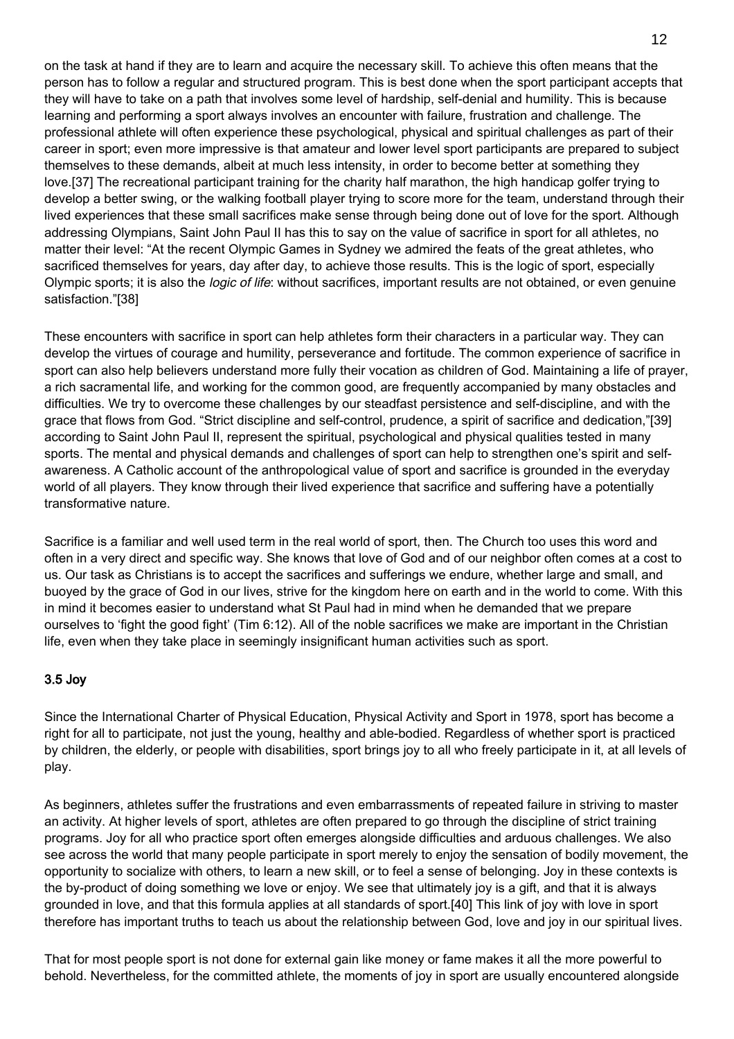on the task at hand if they are to learn and acquire the necessary skill. To achieve this often means that the person has to follow a regular and structured program. This is best done when the sport participant accepts that they will have to take on a path that involves some level of hardship, self-denial and humility. This is because learning and performing a sport always involves an encounter with failure, frustration and challenge. The professional athlete will often experience these psychological, physical and spiritual challenges as part of their career in sport; even more impressive is that amateur and lower level sport participants are prepared to subject themselves to these demands, albeit at much less intensity, in order to become better at something they love.[37] The recreational participant training for the charity half marathon, the high handicap golfer trying to develop a better swing, or the walking football player trying to score more for the team, understand through their lived experiences that these small sacrifices make sense through being done out of love for the sport. Although addressing Olympians, Saint John Paul II has this to say on the value of sacrifice in sport for all athletes, no matter their level: "At the recent Olympic Games in Sydney we admired the feats of the great athletes, who sacrificed themselves for years, day after day, to achieve those results. This is the logic of sport, especially Olympic sports; it is also the *logic of life*: without sacrifices, important results are not obtained, or even genuine satisfaction."[38]

These encounters with sacrifice in sport can help athletes form their characters in a particular way. They can develop the virtues of courage and humility, perseverance and fortitude. The common experience of sacrifice in sport can also help believers understand more fully their vocation as children of God. Maintaining a life of prayer, a rich sacramental life, and working for the common good, are frequently accompanied by many obstacles and difficulties. We try to overcome these challenges by our steadfast persistence and self-discipline, and with the grace that flows from God. "Strict discipline and self-control, prudence, a spirit of sacrifice and dedication,"[39] according to Saint John Paul II, represent the spiritual, psychological and physical qualities tested in many sports. The mental and physical demands and challenges of sport can help to strengthen one's spirit and self-awareness. A Catholic account of the anthropological value of sport and sacrifice is grounded in the everyday world of all players. They know through their lived experience that sacrifice and suffering have a potentially transformative nature.

Sacrifice is a familiar and well used term in the real world of sport, then. The Church too uses this word and often in a very direct and specific way. She knows that love of God and of our neighbor often comes at a cost to us. Our task as Christians is to accept the sacrifices and sufferings we endure, whether large and small, and buoyed by the grace of God in our lives, strive for the kingdom here on earth and in the world to come. With this in mind it becomes easier to understand what St Paul had in mind when he demanded that we prepare ourselves to 'fight the good fight' (Tim 6:12). All of the noble sacrifices we make are important in the Christian life, even when they take place in seemingly insignificant human activities such as sport.

### 3.5 Joy

Since the International Charter of Physical Education, Physical Activity and Sport in 1978, sport has become a right for all to participate, not just the young, healthy and able-bodied. Regardless of whether sport is practiced by children, the elderly, or people with disabilities, sport brings joy to all who freely participate in it, at all levels of play.

As beginners, athletes suffer the frustrations and even embarrassments of repeated failure in striving to master an activity. At higher levels of sport, athletes are often prepared to go through the discipline of strict training programs. Joy for all who practice sport often emerges alongside difficulties and arduous challenges. We also see across the world that many people participate in sport merely to enjoy the sensation of bodily movement, the opportunity to socialize with others, to learn a new skill, or to feel a sense of belonging. Joy in these contexts is the by-product of doing something we love or enjoy. We see that ultimately joy is a gift, and that it is always grounded in love, and that this formula applies at all standards of sport.[40] This link of joy with love in sport therefore has important truths to teach us about the relationship between God, love and joy in our spiritual lives.

That for most people sport is not done for external gain like money or fame makes it all the more powerful to behold. Nevertheless, for the committed athlete, the moments of joy in sport are usually encountered alongside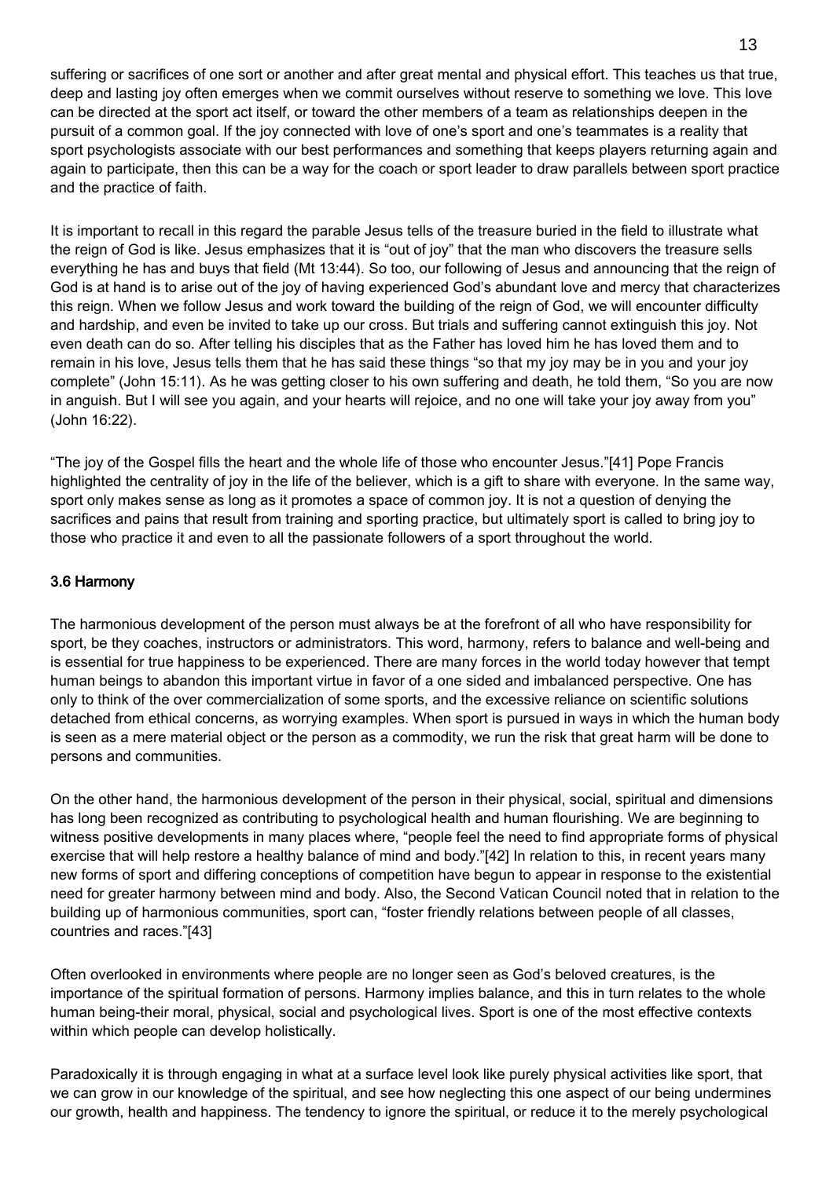suffering or sacrifices of one sort or another and after great mental and physical effort. This teaches us that true, deep and lasting joy often emerges when we commit ourselves without reserve to something we love. This love can be directed at the sport act itself, or toward the other members of a team as relationships deepen in the pursuit of a common goal. If the joy connected with love of one's sport and one's teammates is a reality that sport psychologists associate with our best performances and something that keeps players returning again and again to participate, then this can be a way for the coach or sport leader to draw parallels between sport practice and the practice of faith.

It is important to recall in this regard the parable Jesus tells of the treasure buried in the field to illustrate what the reign of God is like. Jesus emphasizes that it is "out of joy" that the man who discovers the treasure sells everything he has and buys that field (Mt 13:44). So too, our following of Jesus and announcing that the reign of God is at hand is to arise out of the joy of having experienced God's abundant love and mercy that characterizes this reign. When we follow Jesus and work toward the building of the reign of God, we will encounter difficulty and hardship, and even be invited to take up our cross. But trials and suffering cannot extinguish this joy. Not even death can do so. After telling his disciples that as the Father has loved him he has loved them and to remain in his love, Jesus tells them that he has said these things "so that my joy may be in you and your joy complete" (John 15:11). As he was getting closer to his own suffering and death, he told them, "So you are now in anguish. But I will see you again, and your hearts will rejoice, and no one will take your joy away from you" (John 16:22).

"The joy of the Gospel fills the heart and the whole life of those who encounter Jesus."[41] Pope Francis highlighted the centrality of joy in the life of the believer, which is a gift to share with everyone. In the same way, sport only makes sense as long as it promotes a space of common joy. It is not a question of denying the sacrifices and pains that result from training and sporting practice, but ultimately sport is called to bring joy to those who practice it and even to all the passionate followers of a sport throughout the world.

### 3.6 Harmony

The harmonious development of the person must always be at the forefront of all who have responsibility for sport, be they coaches, instructors or administrators. This word, harmony, refers to balance and well-being and is essential for true happiness to be experienced. There are many forces in the world today however that tempt human beings to abandon this important virtue in favor of a one sided and imbalanced perspective. One has only to think of the over commercialization of some sports, and the excessive reliance on scientific solutions detached from ethical concerns, as worrying examples. When sport is pursued in ways in which the human body is seen as a mere material object or the person as a commodity, we run the risk that great harm will be done to persons and communities.

On the other hand, the harmonious development of the person in their physical, social, spiritual and dimensions has long been recognized as contributing to psychological health and human flourishing. We are beginning to witness positive developments in many places where, "people feel the need to find appropriate forms of physical exercise that will help restore a healthy balance of mind and body."[42] In relation to this, in recent years many new forms of sport and differing conceptions of competition have begun to appear in response to the existential need for greater harmony between mind and body. Also, the Second Vatican Council noted that in relation to the building up of harmonious communities, sport can, "foster friendly relations between people of all classes, countries and races."[43]

Often overlooked in environments where people are no longer seen as God's beloved creatures, is the importance of the spiritual formation of persons. Harmony implies balance, and this in turn relates to the whole human being-their moral, physical, social and psychological lives. Sport is one of the most effective contexts within which people can develop holistically.

Paradoxically it is through engaging in what at a surface level look like purely physical activities like sport, that we can grow in our knowledge of the spiritual, and see how neglecting this one aspect of our being undermines our growth, health and happiness. The tendency to ignore the spiritual, or reduce it to the merely psychological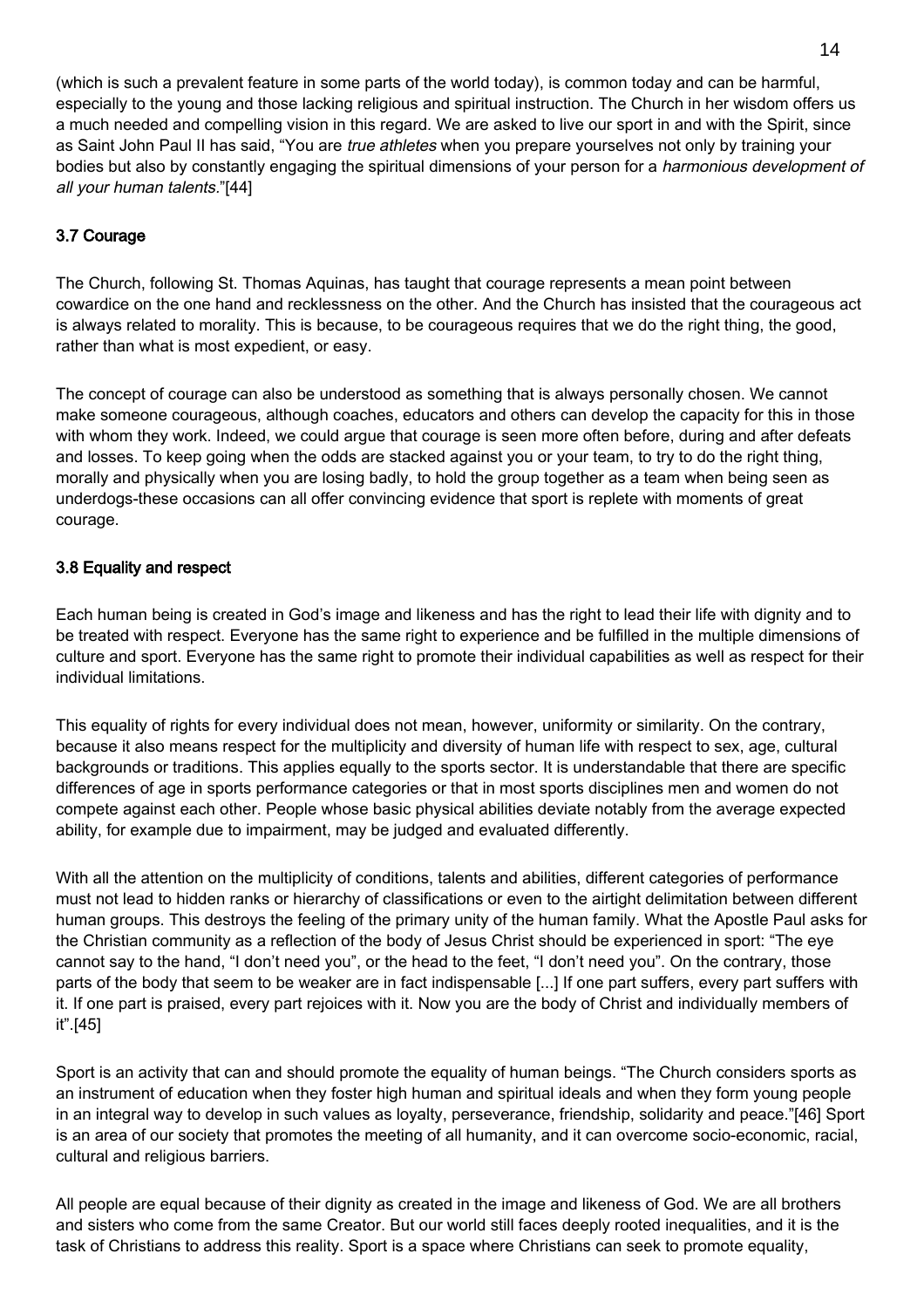(which is such a prevalent feature in some parts of the world today), is common today and can be harmful, especially to the young and those lacking religious and spiritual instruction. The Church in her wisdom offers us a much needed and compelling vision in this regard. We are asked to live our sport in and with the Spirit, since as Saint John Paul II has said, "You are *true athletes* when you prepare yourselves not only by training your bodies but also by constantly engaging the spiritual dimensions of your person for a *harmonious development of all your human talents.*"[44]

### 3.7 Courage

The Church, following St. Thomas Aquinas, has taught that courage represents a mean point between cowardice on the one hand and recklessness on the other. And the Church has insisted that the courageous act is always related to morality. This is because, to be courageous requires that we do the right thing, the good, rather than what is most expedient, or easy.

The concept of courage can also be understood as something that is always personally chosen. We cannot make someone courageous, although coaches, educators and others can develop the capacity for this in those with whom they work. Indeed, we could argue that courage is seen more often before, during and after defeats and losses. To keep going when the odds are stacked against you or your team, to try to do the right thing, morally and physically when you are losing badly, to hold the group together as a team when being seen as underdogs-these occasions can all offer convincing evidence that sport is replete with moments of great courage.

### 3.8 Equality and respect

Each human being is created in God's image and likeness and has the right to lead their life with dignity and to be treated with respect. Everyone has the same right to experience and be fulfilled in the multiple dimensions of culture and sport. Everyone has the same right to promote their individual capabilities as well as respect for their individual limitations.

This equality of rights for every individual does not mean, however, uniformity or similarity. On the contrary, because it also means respect for the multiplicity and diversity of human life with respect to sex, age, cultural backgrounds or traditions. This applies equally to the sports sector. It is understandable that there are specific differences of age in sports performance categories or that in most sports disciplines men and women do not compete against each other. People whose basic physical abilities deviate notably from the average expected ability, for example due to impairment, may be judged and evaluated differently.

With all the attention on the multiplicity of conditions, talents and abilities, different categories of performance must not lead to hidden ranks or hierarchy of classifications or even to the airtight delimitation between different human groups. This destroys the feeling of the primary unity of the human family. What the Apostle Paul asks for the Christian community as a reflection of the body of Jesus Christ should be experienced in sport: "The eye cannot say to the hand, "I don't need you", or the head to the feet, "I don't need you". On the contrary, those parts of the body that seem to be weaker are in fact indispensable [...] If one part suffers, every part suffers with it. If one part is praised, every part rejoices with it. Now you are the body of Christ and individually members of it".[45]

Sport is an activity that can and should promote the equality of human beings. "The Church considers sports as an instrument of education when they foster high human and spiritual ideals and when they form young people in an integral way to develop in such values as loyalty, perseverance, friendship, solidarity and peace."[46] Sport is an area of our society that promotes the meeting of all humanity, and it can overcome socio-economic, racial, cultural and religious barriers.

All people are equal because of their dignity as created in the image and likeness of God. We are all brothers and sisters who come from the same Creator. But our world still faces deeply rooted inequalities, and it is the task of Christians to address this reality. Sport is a space where Christians can seek to promote equality,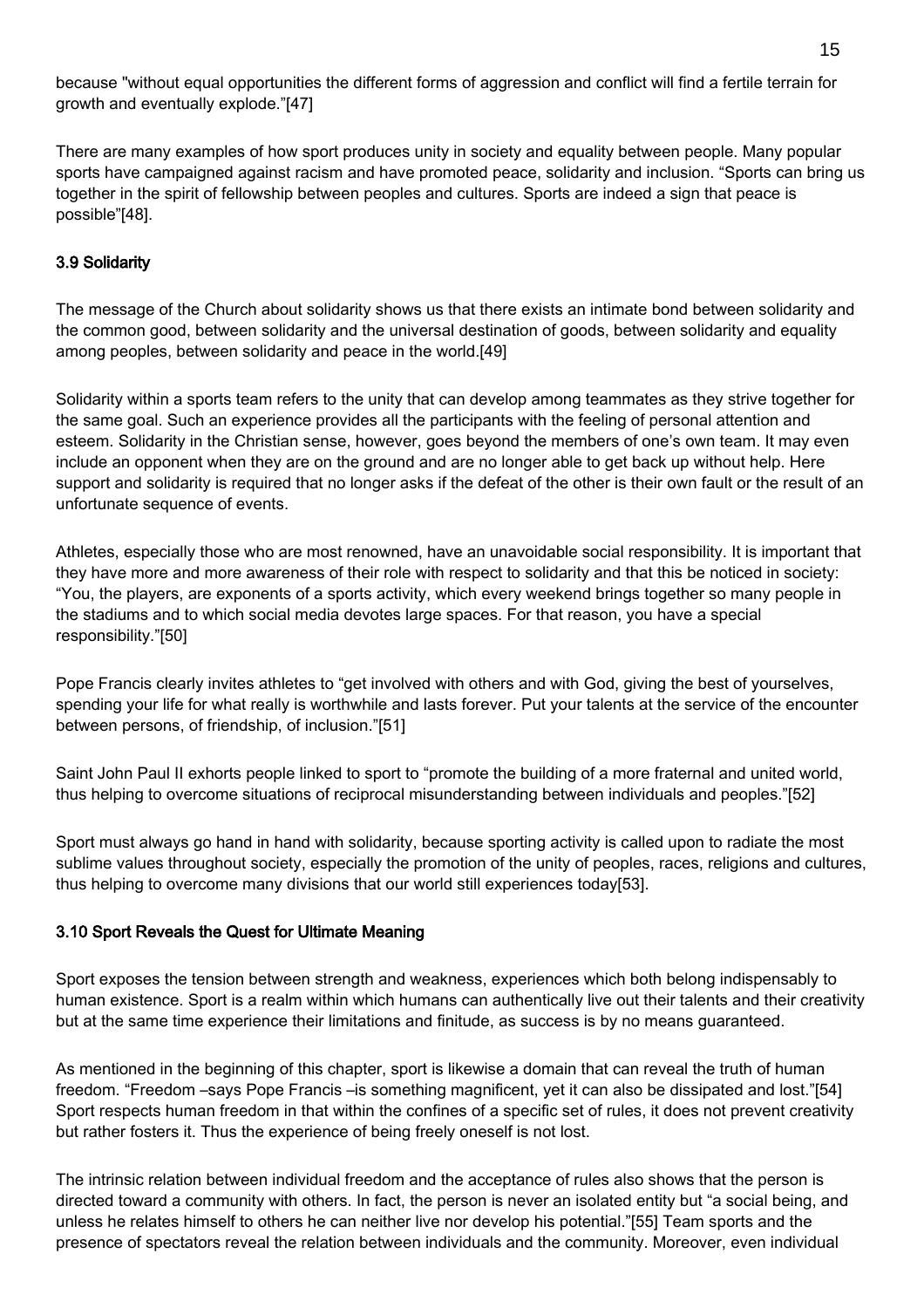because "without equal opportunities the different forms of aggression and conflict will find a fertile terrain for growth and eventually explode."[47]

There are many examples of how sport produces unity in society and equality between people. Many popular sports have campaigned against racism and have promoted peace, solidarity and inclusion. "Sports can bring us together in the spirit of fellowship between peoples and cultures. Sports are indeed a sign that peace is possible"[48].

### 3.9 Solidarity

The message of the Church about solidarity shows us that there exists an intimate bond between solidarity and the common good, between solidarity and the universal destination of goods, between solidarity and equality among peoples, between solidarity and peace in the world.[49]

Solidarity within a sports team refers to the unity that can develop among teammates as they strive together for the same goal. Such an experience provides all the participants with the feeling of personal attention and esteem. Solidarity in the Christian sense, however, goes beyond the members of one's own team. It may even include an opponent when they are on the ground and are no longer able to get back up without help. Here support and solidarity is required that no longer asks if the defeat of the other is their own fault or the result of an unfortunate sequence of events.

Athletes, especially those who are most renowned, have an unavoidable social responsibility. It is important that they have more and more awareness of their role with respect to solidarity and that this be noticed in society: "You, the players, are exponents of a sports activity, which every weekend brings together so many people in the stadiums and to which social media devotes large spaces. For that reason, you have a special responsibility."[50]

Pope Francis clearly invites athletes to "get involved with others and with God, giving the best of yourselves, spending your life for what really is worthwhile and lasts forever. Put your talents at the service of the encounter between persons, of friendship, of inclusion."[51]

Saint John Paul II exhorts people linked to sport to "promote the building of a more fraternal and united world, thus helping to overcome situations of reciprocal misunderstanding between individuals and peoples."[52]

Sport must always go hand in hand with solidarity, because sporting activity is called upon to radiate the most sublime values throughout society, especially the promotion of the unity of peoples, races, religions and cultures, thus helping to overcome many divisions that our world still experiences today[53].

### 3.10 Sport Reveals the Quest for Ultimate Meaning

Sport exposes the tension between strength and weakness, experiences which both belong indispensably to human existence. Sport is a realm within which humans can authentically live out their talents and their creativity but at the same time experience their limitations and finitude, as success is by no means guaranteed.

As mentioned in the beginning of this chapter, sport is likewise a domain that can reveal the truth of human freedom. "Freedom –says Pope Francis –is something magnificent, yet it can also be dissipated and lost."[54] Sport respects human freedom in that within the confines of a specific set of rules, it does not prevent creativity but rather fosters it. Thus the experience of being freely oneself is not lost.

The intrinsic relation between individual freedom and the acceptance of rules also shows that the person is directed toward a community with others. In fact, the person is never an isolated entity but "a social being, and unless he relates himself to others he can neither live nor develop his potential."[55] Team sports and the presence of spectators reveal the relation between individuals and the community. Moreover, even individual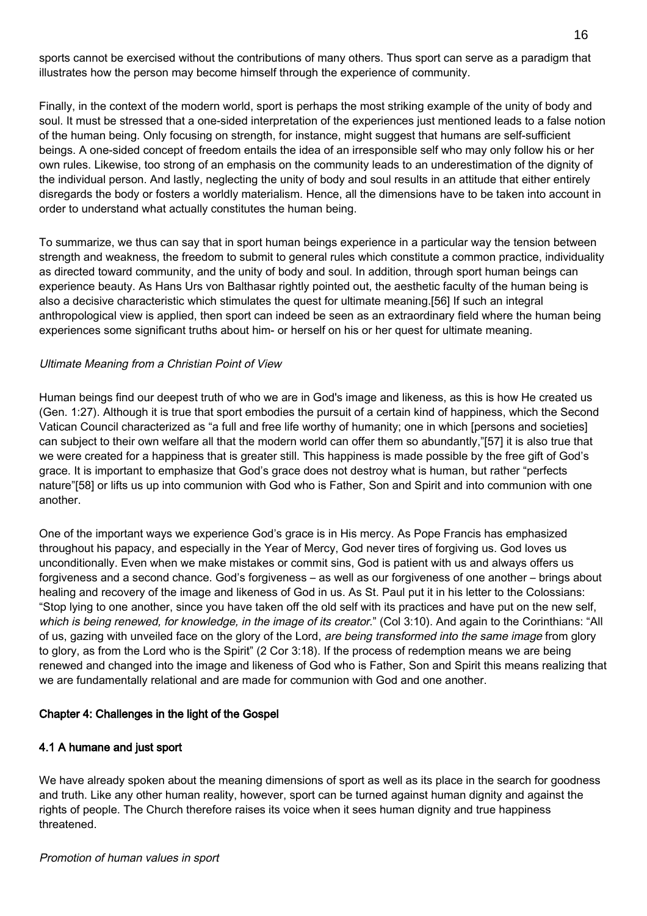sports cannot be exercised without the contributions of many others. Thus sport can serve as a paradigm that illustrates how the person may become himself through the experience of community.

Finally, in the context of the modern world, sport is perhaps the most striking example of the unity of body and soul. It must be stressed that a one-sided interpretation of the experiences just mentioned leads to a false notion of the human being. Only focusing on strength, for instance, might suggest that humans are self-sufficient beings. A one-sided concept of freedom entails the idea of an irresponsible self who may only follow his or her own rules. Likewise, too strong of an emphasis on the community leads to an underestimation of the dignity of the individual person. And lastly, neglecting the unity of body and soul results in an attitude that either entirely disregards the body or fosters a worldly materialism. Hence, all the dimensions have to be taken into account in order to understand what actually constitutes the human being.

To summarize, we thus can say that in sport human beings experience in a particular way the tension between strength and weakness, the freedom to submit to general rules which constitute a common practice, individuality as directed toward community, and the unity of body and soul. In addition, through sport human beings can experience beauty. As Hans Urs von Balthasar rightly pointed out, the aesthetic faculty of the human being is also a decisive characteristic which stimulates the quest for ultimate meaning.[56] If such an integral anthropological view is applied, then sport can indeed be seen as an extraordinary field where the human being experiences some significant truths about him- or herself on his or her quest for ultimate meaning.

*Ultimate Meaning from a Christian Point of View*

Human beings find our deepest truth of who we are in God's image and likeness, as this is how He created us (Gen. 1:27). Although it is true that sport embodies the pursuit of a certain kind of happiness, which the Second Vatican Council characterized as "a full and free life worthy of humanity; one in which [persons and societies] can subject to their own welfare all that the modern world can offer them so abundantly,"[57] it is also true that we were created for a happiness that is greater still. This happiness is made possible by the free gift of God's grace. It is important to emphasize that God's grace does not destroy what is human, but rather "perfects nature"[58] or lifts us up into communion with God who is Father, Son and Spirit and into communion with one another.

One of the important ways we experience God's grace is in His mercy. As Pope Francis has emphasized throughout his papacy, and especially in the Year of Mercy, God never tires of forgiving us. God loves us unconditionally. Even when we make mistakes or commit sins, God is patient with us and always offers us forgiveness and a second chance. God's forgiveness – as well as our forgiveness of one another – brings about healing and recovery of the image and likeness of God in us. As St. Paul put it in his letter to the Colossians: "Stop lying to one another, since you have taken off the old self with its practices and have put on the new self, *which is being renewed, for knowledge, in the image of its creator*." (Col 3:10). And again to the Corinthians: "All of us, gazing with unveiled face on the glory of the Lord, *are being transformed into the same image* from glory to glory, as from the Lord who is the Spirit" (2 Cor 3:18). If the process of redemption means we are being renewed and changed into the image and likeness of God who is Father, Son and Spirit this means realizing that we are fundamentally relational and are made for communion with God and one another.

## Chapter 4: Challenges in the light of the Gospel

### 4.1 A humane and just sport

We have already spoken about the meaning dimensions of sport as well as its place in the search for goodness and truth. Like any other human reality, however, sport can be turned against human dignity and against the rights of people. The Church therefore raises its voice when it sees human dignity and true happiness threatened.

*Promotion of human values in sport*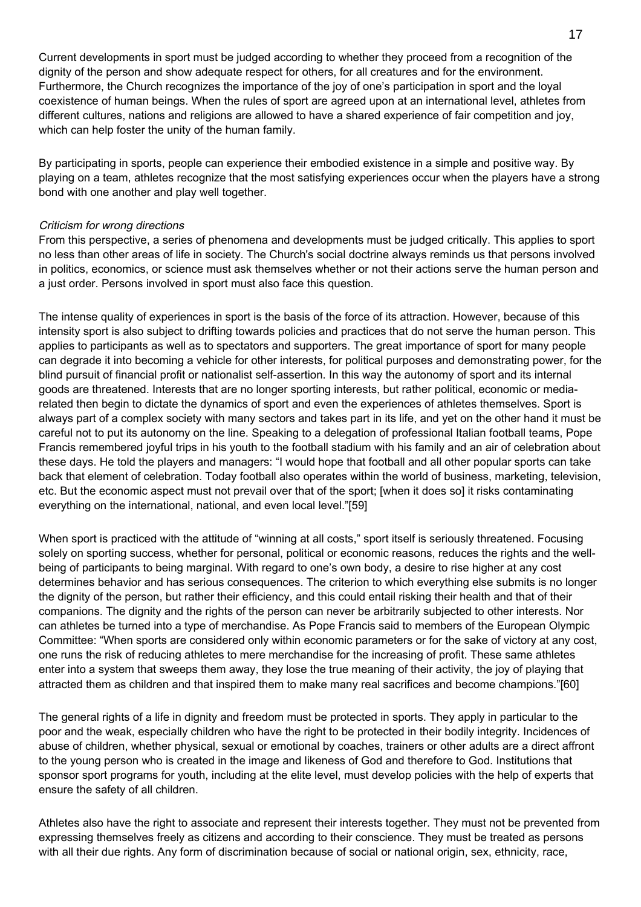Current developments in sport must be judged according to whether they proceed from a recognition of the dignity of the person and show adequate respect for others, for all creatures and for the environment. Furthermore, the Church recognizes the importance of the joy of one's participation in sport and the loyal coexistence of human beings. When the rules of sport are agreed upon at an international level, athletes from different cultures, nations and religions are allowed to have a shared experience of fair competition and joy, which can help foster the unity of the human family.

By participating in sports, people can experience their embodied existence in a simple and positive way. By playing on a team, athletes recognize that the most satisfying experiences occur when the players have a strong bond with one another and play well together.

*Criticism for wrong directions*

From this perspective, a series of phenomena and developments must be judged critically. This applies to sport no less than other areas of life in society. The Church's social doctrine always reminds us that persons involved in politics, economics, or science must ask themselves whether or not their actions serve the human person and a just order. Persons involved in sport must also face this question.

The intense quality of experiences in sport is the basis of the force of its attraction. However, because of this intensity sport is also subject to drifting towards policies and practices that do not serve the human person. This applies to participants as well as to spectators and supporters. The great importance of sport for many people can degrade it into becoming a vehicle for other interests, for political purposes and demonstrating power, for the blind pursuit of financial profit or nationalist self-assertion. In this way the autonomy of sport and its internal goods are threatened. Interests that are no longer sporting interests, but rather political, economic or media-related then begin to dictate the dynamics of sport and even the experiences of athletes themselves. Sport is always part of a complex society with many sectors and takes part in its life, and yet on the other hand it must be careful not to put its autonomy on the line. Speaking to a delegation of professional Italian football teams, Pope Francis remembered joyful trips in his youth to the football stadium with his family and an air of celebration about these days. He told the players and managers: "I would hope that football and all other popular sports can take back that element of celebration. Today football also operates within the world of business, marketing, television, etc. But the economic aspect must not prevail over that of the sport; [when it does so] it risks contaminating everything on the international, national, and even local level."[59]

When sport is practiced with the attitude of "winning at all costs," sport itself is seriously threatened. Focusing solely on sporting success, whether for personal, political or economic reasons, reduces the rights and the well-being of participants to being marginal. With regard to one's own body, a desire to rise higher at any cost determines behavior and has serious consequences. The criterion to which everything else submits is no longer the dignity of the person, but rather their efficiency, and this could entail risking their health and that of their companions. The dignity and the rights of the person can never be arbitrarily subjected to other interests. Nor can athletes be turned into a type of merchandise. As Pope Francis said to members of the European Olympic Committee: "When sports are considered only within economic parameters or for the sake of victory at any cost, one runs the risk of reducing athletes to mere merchandise for the increasing of profit. These same athletes enter into a system that sweeps them away, they lose the true meaning of their activity, the joy of playing that attracted them as children and that inspired them to make many real sacrifices and become champions."[60]

The general rights of a life in dignity and freedom must be protected in sports. They apply in particular to the poor and the weak, especially children who have the right to be protected in their bodily integrity. Incidences of abuse of children, whether physical, sexual or emotional by coaches, trainers or other adults are a direct affront to the young person who is created in the image and likeness of God and therefore to God. Institutions that sponsor sport programs for youth, including at the elite level, must develop policies with the help of experts that ensure the safety of all children.

Athletes also have the right to associate and represent their interests together. They must not be prevented from expressing themselves freely as citizens and according to their conscience. They must be treated as persons with all their due rights. Any form of discrimination because of social or national origin, sex, ethnicity, race,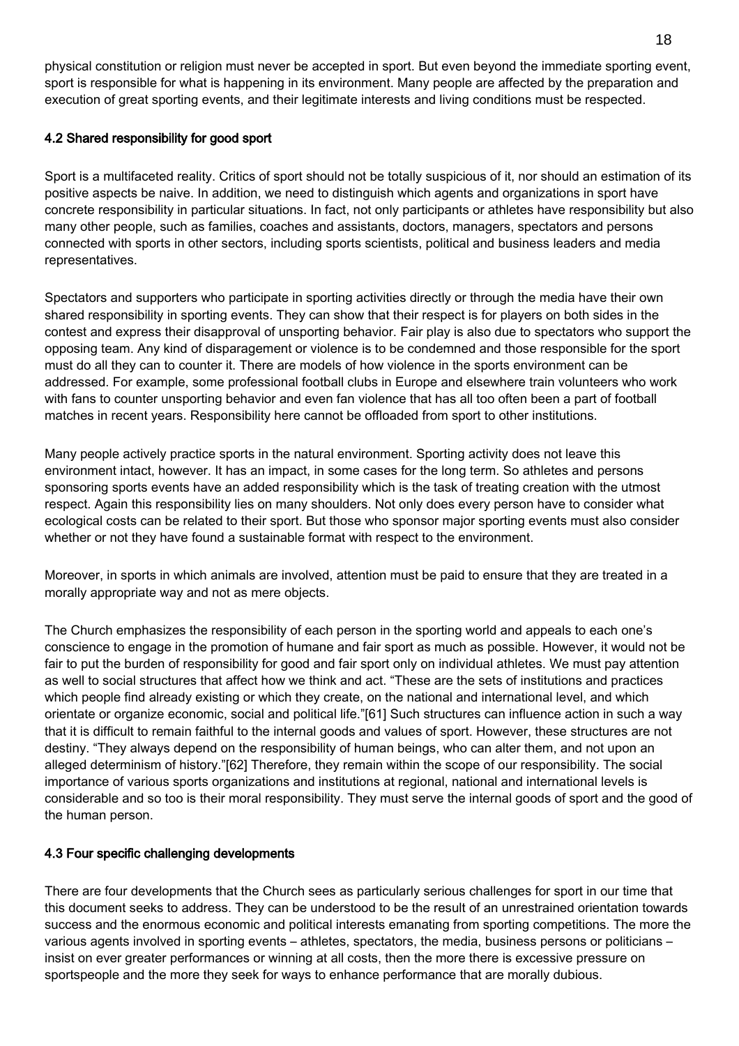physical constitution or religion must never be accepted in sport. But even beyond the immediate sporting event, sport is responsible for what is happening in its environment. Many people are affected by the preparation and execution of great sporting events, and their legitimate interests and living conditions must be respected.

### 4.2 Shared responsibility for good sport

Sport is a multifaceted reality. Critics of sport should not be totally suspicious of it, nor should an estimation of its positive aspects be naive. In addition, we need to distinguish which agents and organizations in sport have concrete responsibility in particular situations. In fact, not only participants or athletes have responsibility but also many other people, such as families, coaches and assistants, doctors, managers, spectators and persons connected with sports in other sectors, including sports scientists, political and business leaders and media representatives.

Spectators and supporters who participate in sporting activities directly or through the media have their own shared responsibility in sporting events. They can show that their respect is for players on both sides in the contest and express their disapproval of unsporting behavior. Fair play is also due to spectators who support the opposing team. Any kind of disparagement or violence is to be condemned and those responsible for the sport must do all they can to counter it. There are models of how violence in the sports environment can be addressed. For example, some professional football clubs in Europe and elsewhere train volunteers who work with fans to counter unsporting behavior and even fan violence that has all too often been a part of football matches in recent years. Responsibility here cannot be offloaded from sport to other institutions.

Many people actively practice sports in the natural environment. Sporting activity does not leave this environment intact, however. It has an impact, in some cases for the long term. So athletes and persons sponsoring sports events have an added responsibility which is the task of treating creation with the utmost respect. Again this responsibility lies on many shoulders. Not only does every person have to consider what ecological costs can be related to their sport. But those who sponsor major sporting events must also consider whether or not they have found a sustainable format with respect to the environment.

Moreover, in sports in which animals are involved, attention must be paid to ensure that they are treated in a morally appropriate way and not as mere objects.

The Church emphasizes the responsibility of each person in the sporting world and appeals to each one's conscience to engage in the promotion of humane and fair sport as much as possible. However, it would not be fair to put the burden of responsibility for good and fair sport only on individual athletes. We must pay attention as well to social structures that affect how we think and act. "These are the sets of institutions and practices which people find already existing or which they create, on the national and international level, and which orientate or organize economic, social and political life."[61] Such structures can influence action in such a way that it is difficult to remain faithful to the internal goods and values of sport. However, these structures are not destiny. "They always depend on the responsibility of human beings, who can alter them, and not upon an alleged determinism of history."[62] Therefore, they remain within the scope of our responsibility. The social importance of various sports organizations and institutions at regional, national and international levels is considerable and so too is their moral responsibility. They must serve the internal goods of sport and the good of the human person.

### 4.3 Four specific challenging developments

There are four developments that the Church sees as particularly serious challenges for sport in our time that this document seeks to address. They can be understood to be the result of an unrestrained orientation towards success and the enormous economic and political interests emanating from sporting competitions. The more the various agents involved in sporting events – athletes, spectators, the media, business persons or politicians – insist on ever greater performances or winning at all costs, then the more there is excessive pressure on sportspeople and the more they seek for ways to enhance performance that are morally dubious.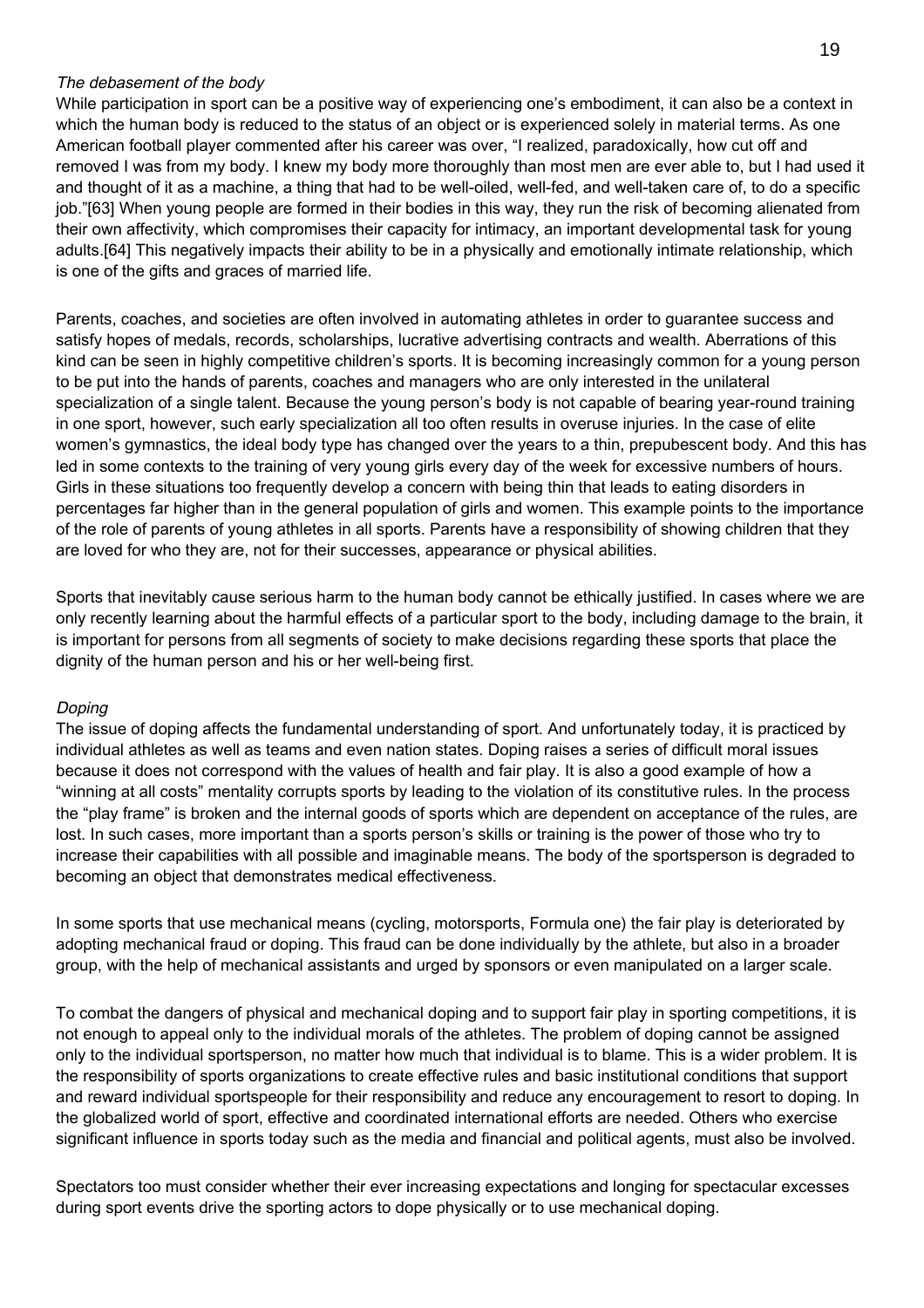*The debasement of the body*

While participation in sport can be a positive way of experiencing one's embodiment, it can also be a context in which the human body is reduced to the status of an object or is experienced solely in material terms. As one American football player commented after his career was over, "I realized, paradoxically, how cut off and removed I was from my body. I knew my body more thoroughly than most men are ever able to, but I had used it and thought of it as a machine, a thing that had to be well-oiled, well-fed, and well-taken care of, to do a specific job."[63] When young people are formed in their bodies in this way, they run the risk of becoming alienated from their own affectivity, which compromises their capacity for intimacy, an important developmental task for young adults.[64] This negatively impacts their ability to be in a physically and emotionally intimate relationship, which is one of the gifts and graces of married life.

Parents, coaches, and societies are often involved in automating athletes in order to guarantee success and satisfy hopes of medals, records, scholarships, lucrative advertising contracts and wealth. Aberrations of this kind can be seen in highly competitive children's sports. It is becoming increasingly common for a young person to be put into the hands of parents, coaches and managers who are only interested in the unilateral specialization of a single talent. Because the young person's body is not capable of bearing year-round training in one sport, however, such early specialization all too often results in overuse injuries. In the case of elite women's gymnastics, the ideal body type has changed over the years to a thin, prepubescent body. And this has led in some contexts to the training of very young girls every day of the week for excessive numbers of hours. Girls in these situations too frequently develop a concern with being thin that leads to eating disorders in percentages far higher than in the general population of girls and women. This example points to the importance of the role of parents of young athletes in all sports. Parents have a responsibility of showing children that they are loved for who they are, not for their successes, appearance or physical abilities.

Sports that inevitably cause serious harm to the human body cannot be ethically justified. In cases where we are only recently learning about the harmful effects of a particular sport to the body, including damage to the brain, it is important for persons from all segments of society to make decisions regarding these sports that place the dignity of the human person and his or her well-being first.

*Doping*

The issue of doping affects the fundamental understanding of sport. And unfortunately today, it is practiced by individual athletes as well as teams and even nation states. Doping raises a series of difficult moral issues because it does not correspond with the values of health and fair play. It is also a good example of how a "winning at all costs" mentality corrupts sports by leading to the violation of its constitutive rules. In the process the "play frame" is broken and the internal goods of sports which are dependent on acceptance of the rules, are lost. In such cases, more important than a sports person's skills or training is the power of those who try to increase their capabilities with all possible and imaginable means. The body of the sportsperson is degraded to becoming an object that demonstrates medical effectiveness.

In some sports that use mechanical means (cycling, motorsports, Formula one) the fair play is deteriorated by adopting mechanical fraud or doping. This fraud can be done individually by the athlete, but also in a broader group, with the help of mechanical assistants and urged by sponsors or even manipulated on a larger scale.

To combat the dangers of physical and mechanical doping and to support fair play in sporting competitions, it is not enough to appeal only to the individual morals of the athletes. The problem of doping cannot be assigned only to the individual sportsperson, no matter how much that individual is to blame. This is a wider problem. It is the responsibility of sports organizations to create effective rules and basic institutional conditions that support and reward individual sportspeople for their responsibility and reduce any encouragement to resort to doping. In the globalized world of sport, effective and coordinated international efforts are needed. Others who exercise significant influence in sports today such as the media and financial and political agents, must also be involved.

Spectators too must consider whether their ever increasing expectations and longing for spectacular excesses during sport events drive the sporting actors to dope physically or to use mechanical doping.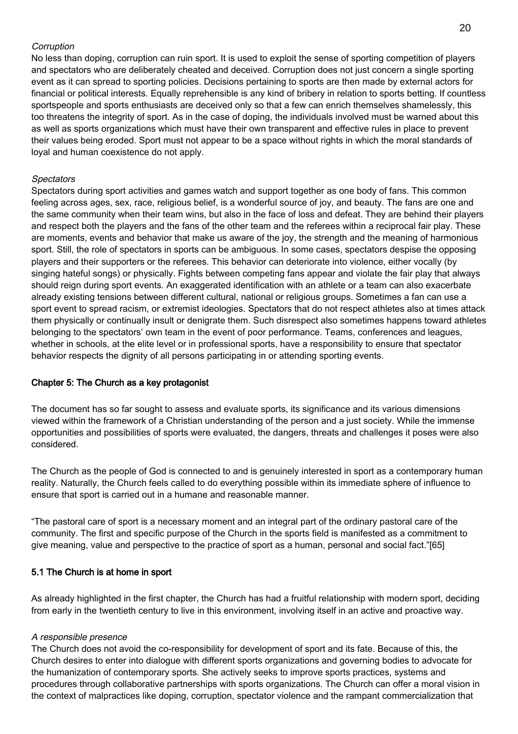*Corruption*

No less than doping, corruption can ruin sport. It is used to exploit the sense of sporting competition of players and spectators who are deliberately cheated and deceived. Corruption does not just concern a single sporting event as it can spread to sporting policies. Decisions pertaining to sports are then made by external actors for financial or political interests. Equally reprehensible is any kind of bribery in relation to sports betting. If countless sportspeople and sports enthusiasts are deceived only so that a few can enrich themselves shamelessly, this too threatens the integrity of sport. As in the case of doping, the individuals involved must be warned about this as well as sports organizations which must have their own transparent and effective rules in place to prevent their values being eroded. Sport must not appear to be a space without rights in which the moral standards of loyal and human coexistence do not apply.

*Spectators*

Spectators during sport activities and games watch and support together as one body of fans. This common feeling across ages, sex, race, religious belief, is a wonderful source of joy, and beauty. The fans are one and the same community when their team wins, but also in the face of loss and defeat. They are behind their players and respect both the players and the fans of the other team and the referees within a reciprocal fair play. These are moments, events and behavior that make us aware of the joy, the strength and the meaning of harmonious sport. Still, the role of spectators in sports can be ambiguous. In some cases, spectators despise the opposing players and their supporters or the referees. This behavior can deteriorate into violence, either vocally (by singing hateful songs) or physically. Fights between competing fans appear and violate the fair play that always should reign during sport events. An exaggerated identification with an athlete or a team can also exacerbate already existing tensions between different cultural, national or religious groups. Sometimes a fan can use a sport event to spread racism, or extremist ideologies. Spectators that do not respect athletes also at times attack them physically or continually insult or denigrate them. Such disrespect also sometimes happens toward athletes belonging to the spectators' own team in the event of poor performance. Teams, conferences and leagues, whether in schools, at the elite level or in professional sports, have a responsibility to ensure that spectator behavior respects the dignity of all persons participating in or attending sporting events.

## Chapter 5: The Church as a key protagonist

The document has so far sought to assess and evaluate sports, its significance and its various dimensions viewed within the framework of a Christian understanding of the person and a just society. While the immense opportunities and possibilities of sports were evaluated, the dangers, threats and challenges it poses were also considered.

The Church as the people of God is connected to and is genuinely interested in sport as a contemporary human reality. Naturally, the Church feels called to do everything possible within its immediate sphere of influence to ensure that sport is carried out in a humane and reasonable manner.

"The pastoral care of sport is a necessary moment and an integral part of the ordinary pastoral care of the community. The first and specific purpose of the Church in the sports field is manifested as a commitment to give meaning, value and perspective to the practice of sport as a human, personal and social fact."[65]

### 5.1 The Church is at home in sport

As already highlighted in the first chapter, the Church has had a fruitful relationship with modern sport, deciding from early in the twentieth century to live in this environment, involving itself in an active and proactive way.

*A responsible presence*

The Church does not avoid the co-responsibility for development of sport and its fate. Because of this, the Church desires to enter into dialogue with different sports organizations and governing bodies to advocate for the humanization of contemporary sports. She actively seeks to improve sports practices, systems and procedures through collaborative partnerships with sports organizations. The Church can offer a moral vision in the context of malpractices like doping, corruption, spectator violence and the rampant commercialization that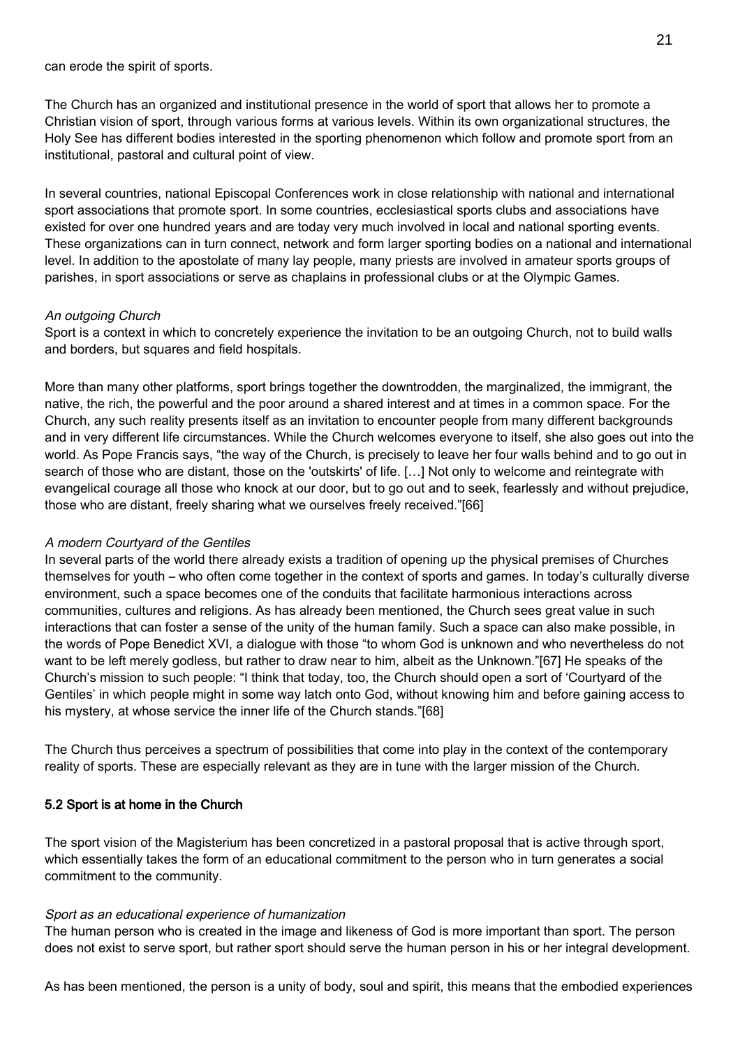can erode the spirit of sports.

The Church has an organized and institutional presence in the world of sport that allows her to promote a Christian vision of sport, through various forms at various levels. Within its own organizational structures, the Holy See has different bodies interested in the sporting phenomenon which follow and promote sport from an institutional, pastoral and cultural point of view.

In several countries, national Episcopal Conferences work in close relationship with national and international sport associations that promote sport. In some countries, ecclesiastical sports clubs and associations have existed for over one hundred years and are today very much involved in local and national sporting events. These organizations can in turn connect, network and form larger sporting bodies on a national and international level. In addition to the apostolate of many lay people, many priests are involved in amateur sports groups of parishes, in sport associations or serve as chaplains in professional clubs or at the Olympic Games.

*An outgoing Church*

Sport is a context in which to concretely experience the invitation to be an outgoing Church, not to build walls and borders, but squares and field hospitals.

More than many other platforms, sport brings together the downtrodden, the marginalized, the immigrant, the native, the rich, the powerful and the poor around a shared interest and at times in a common space. For the Church, any such reality presents itself as an invitation to encounter people from many different backgrounds and in very different life circumstances. While the Church welcomes everyone to itself, she also goes out into the world. As Pope Francis says, "the way of the Church, is precisely to leave her four walls behind and to go out in search of those who are distant, those on the 'outskirts' of life. […] Not only to welcome and reintegrate with evangelical courage all those who knock at our door, but to go out and to seek, fearlessly and without prejudice, those who are distant, freely sharing what we ourselves freely received."[66]

*A modern Courtyard of the Gentiles*

In several parts of the world there already exists a tradition of opening up the physical premises of Churches themselves for youth – who often come together in the context of sports and games. In today's culturally diverse environment, such a space becomes one of the conduits that facilitate harmonious interactions across communities, cultures and religions. As has already been mentioned, the Church sees great value in such interactions that can foster a sense of the unity of the human family. Such a space can also make possible, in the words of Pope Benedict XVI, a dialogue with those "to whom God is unknown and who nevertheless do not want to be left merely godless, but rather to draw near to him, albeit as the Unknown."[67] He speaks of the Church's mission to such people: "I think that today, too, the Church should open a sort of 'Courtyard of the Gentiles' in which people might in some way latch onto God, without knowing him and before gaining access to his mystery, at whose service the inner life of the Church stands."[68]

The Church thus perceives a spectrum of possibilities that come into play in the context of the contemporary reality of sports. These are especially relevant as they are in tune with the larger mission of the Church.

### 5.2 Sport is at home in the Church

The sport vision of the Magisterium has been concretized in a pastoral proposal that is active through sport, which essentially takes the form of an educational commitment to the person who in turn generates a social commitment to the community.

*Sport as an educational experience of humanization*

The human person who is created in the image and likeness of God is more important than sport. The person does not exist to serve sport, but rather sport should serve the human person in his or her integral development.

As has been mentioned, the person is a unity of body, soul and spirit, this means that the embodied experiences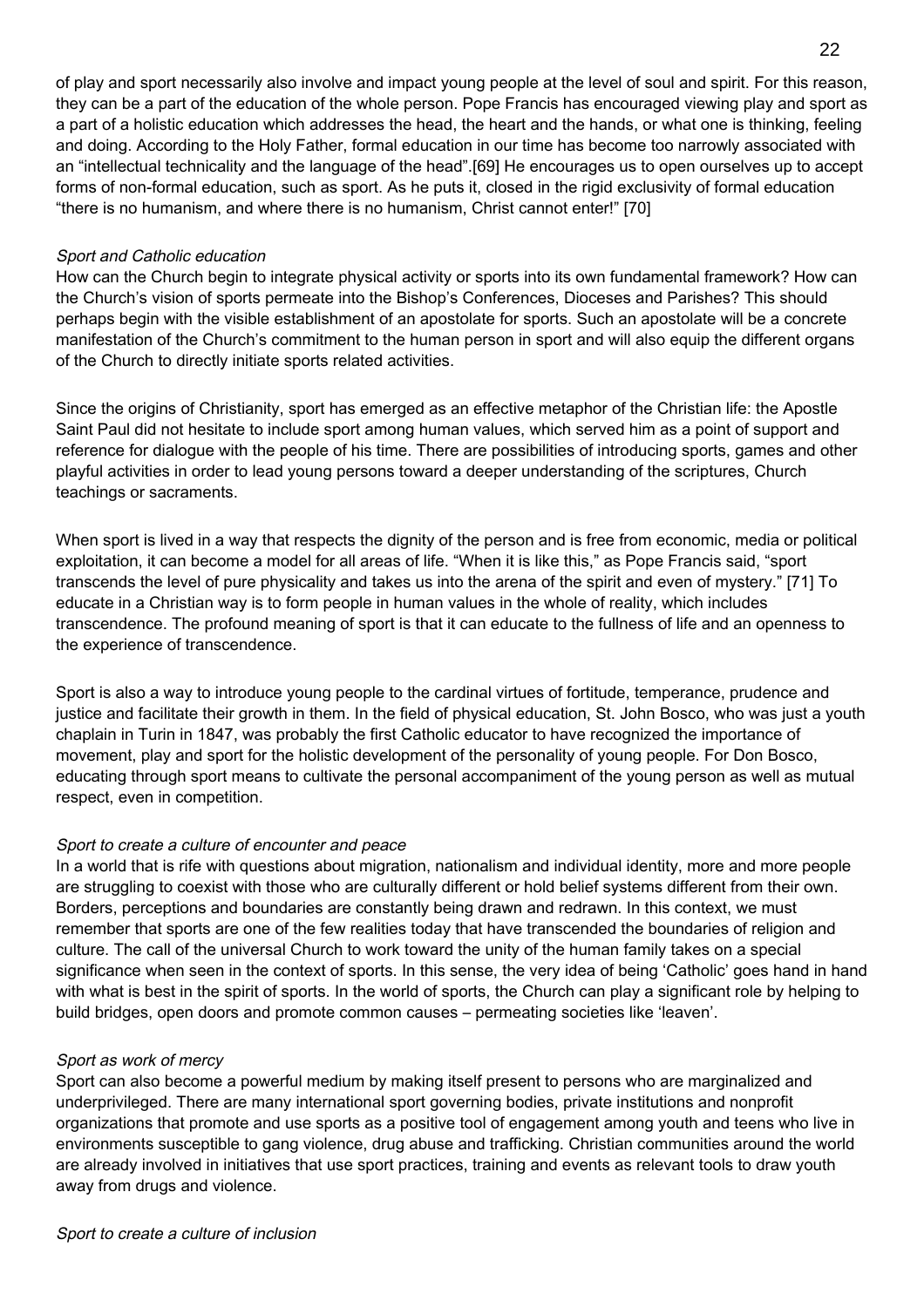of play and sport necessarily also involve and impact young people at the level of soul and spirit. For this reason, they can be a part of the education of the whole person. Pope Francis has encouraged viewing play and sport as a part of a holistic education which addresses the head, the heart and the hands, or what one is thinking, feeling and doing. According to the Holy Father, formal education in our time has become too narrowly associated with an "intellectual technicality and the language of the head".[69] He encourages us to open ourselves up to accept forms of non-formal education, such as sport. As he puts it, closed in the rigid exclusivity of formal education "there is no humanism, and where there is no humanism, Christ cannot enter!" [70]

*Sport and Catholic education*

How can the Church begin to integrate physical activity or sports into its own fundamental framework? How can the Church's vision of sports permeate into the Bishop's Conferences, Dioceses and Parishes? This should perhaps begin with the visible establishment of an apostolate for sports. Such an apostolate will be a concrete manifestation of the Church's commitment to the human person in sport and will also equip the different organs of the Church to directly initiate sports related activities.

Since the origins of Christianity, sport has emerged as an effective metaphor of the Christian life: the Apostle Saint Paul did not hesitate to include sport among human values, which served him as a point of support and reference for dialogue with the people of his time. There are possibilities of introducing sports, games and other playful activities in order to lead young persons toward a deeper understanding of the scriptures, Church teachings or sacraments.

When sport is lived in a way that respects the dignity of the person and is free from economic, media or political exploitation, it can become a model for all areas of life. "When it is like this," as Pope Francis said, "sport transcends the level of pure physicality and takes us into the arena of the spirit and even of mystery." [71] To educate in a Christian way is to form people in human values in the whole of reality, which includes transcendence. The profound meaning of sport is that it can educate to the fullness of life and an openness to the experience of transcendence.

Sport is also a way to introduce young people to the cardinal virtues of fortitude, temperance, prudence and justice and facilitate their growth in them. In the field of physical education, St. John Bosco, who was just a youth chaplain in Turin in 1847, was probably the first Catholic educator to have recognized the importance of movement, play and sport for the holistic development of the personality of young people. For Don Bosco, educating through sport means to cultivate the personal accompaniment of the young person as well as mutual respect, even in competition.

*Sport to create a culture of encounter and peace*

In a world that is rife with questions about migration, nationalism and individual identity, more and more people are struggling to coexist with those who are culturally different or hold belief systems different from their own. Borders, perceptions and boundaries are constantly being drawn and redrawn. In this context, we must remember that sports are one of the few realities today that have transcended the boundaries of religion and culture. The call of the universal Church to work toward the unity of the human family takes on a special significance when seen in the context of sports. In this sense, the very idea of being 'Catholic' goes hand in hand with what is best in the spirit of sports. In the world of sports, the Church can play a significant role by helping to build bridges, open doors and promote common causes – permeating societies like 'leaven'.

*Sport as work of mercy*

Sport can also become a powerful medium by making itself present to persons who are marginalized and underprivileged. There are many international sport governing bodies, private institutions and nonprofit organizations that promote and use sports as a positive tool of engagement among youth and teens who live in environments susceptible to gang violence, drug abuse and trafficking. Christian communities around the world are already involved in initiatives that use sport practices, training and events as relevant tools to draw youth away from drugs and violence.

*Sport to create a culture of inclusion*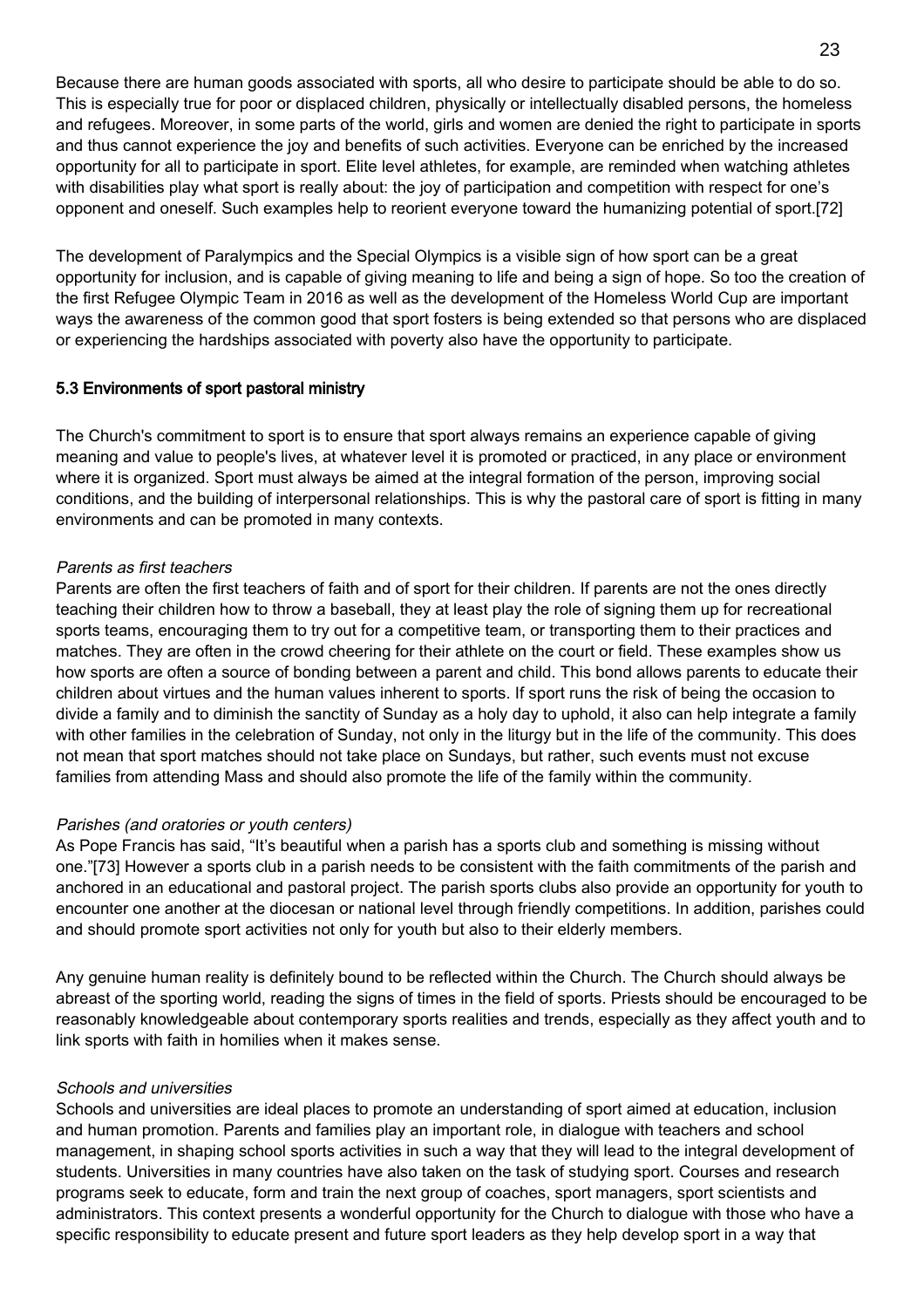Because there are human goods associated with sports, all who desire to participate should be able to do so. This is especially true for poor or displaced children, physically or intellectually disabled persons, the homeless and refugees. Moreover, in some parts of the world, girls and women are denied the right to participate in sports and thus cannot experience the joy and benefits of such activities. Everyone can be enriched by the increased opportunity for all to participate in sport. Elite level athletes, for example, are reminded when watching athletes with disabilities play what sport is really about: the joy of participation and competition with respect for one's opponent and oneself. Such examples help to reorient everyone toward the humanizing potential of sport.[72]

The development of Paralympics and the Special Olympics is a visible sign of how sport can be a great opportunity for inclusion, and is capable of giving meaning to life and being a sign of hope. So too the creation of the first Refugee Olympic Team in 2016 as well as the development of the Homeless World Cup are important ways the awareness of the common good that sport fosters is being extended so that persons who are displaced or experiencing the hardships associated with poverty also have the opportunity to participate.

### 5.3 Environments of sport pastoral ministry

The Church's commitment to sport is to ensure that sport always remains an experience capable of giving meaning and value to people's lives, at whatever level it is promoted or practiced, in any place or environment where it is organized. Sport must always be aimed at the integral formation of the person, improving social conditions, and the building of interpersonal relationships. This is why the pastoral care of sport is fitting in many environments and can be promoted in many contexts.

*Parents as first teachers*
Parents are often the first teachers of faith and of sport for their children. If parents are not the ones directly teaching their children how to throw a baseball, they at least play the role of signing them up for recreational sports teams, encouraging them to try out for a competitive team, or transporting them to their practices and matches. They are often in the crowd cheering for their athlete on the court or field. These examples show us how sports are often a source of bonding between a parent and child. This bond allows parents to educate their children about virtues and the human values inherent to sports. If sport runs the risk of being the occasion to divide a family and to diminish the sanctity of Sunday as a holy day to uphold, it also can help integrate a family with other families in the celebration of Sunday, not only in the liturgy but in the life of the community. This does not mean that sport matches should not take place on Sundays, but rather, such events must not excuse families from attending Mass and should also promote the life of the family within the community.

*Parishes (and oratories or youth centers)*
As Pope Francis has said, "It's beautiful when a parish has a sports club and something is missing without one."[73] However a sports club in a parish needs to be consistent with the faith commitments of the parish and anchored in an educational and pastoral project. The parish sports clubs also provide an opportunity for youth to encounter one another at the diocesan or national level through friendly competitions. In addition, parishes could and should promote sport activities not only for youth but also to their elderly members.

Any genuine human reality is definitely bound to be reflected within the Church. The Church should always be abreast of the sporting world, reading the signs of times in the field of sports. Priests should be encouraged to be reasonably knowledgeable about contemporary sports realities and trends, especially as they affect youth and to link sports with faith in homilies when it makes sense.

*Schools and universities*
Schools and universities are ideal places to promote an understanding of sport aimed at education, inclusion and human promotion. Parents and families play an important role, in dialogue with teachers and school management, in shaping school sports activities in such a way that they will lead to the integral development of students. Universities in many countries have also taken on the task of studying sport. Courses and research programs seek to educate, form and train the next group of coaches, sport managers, sport scientists and administrators. This context presents a wonderful opportunity for the Church to dialogue with those who have a specific responsibility to educate present and future sport leaders as they help develop sport in a way that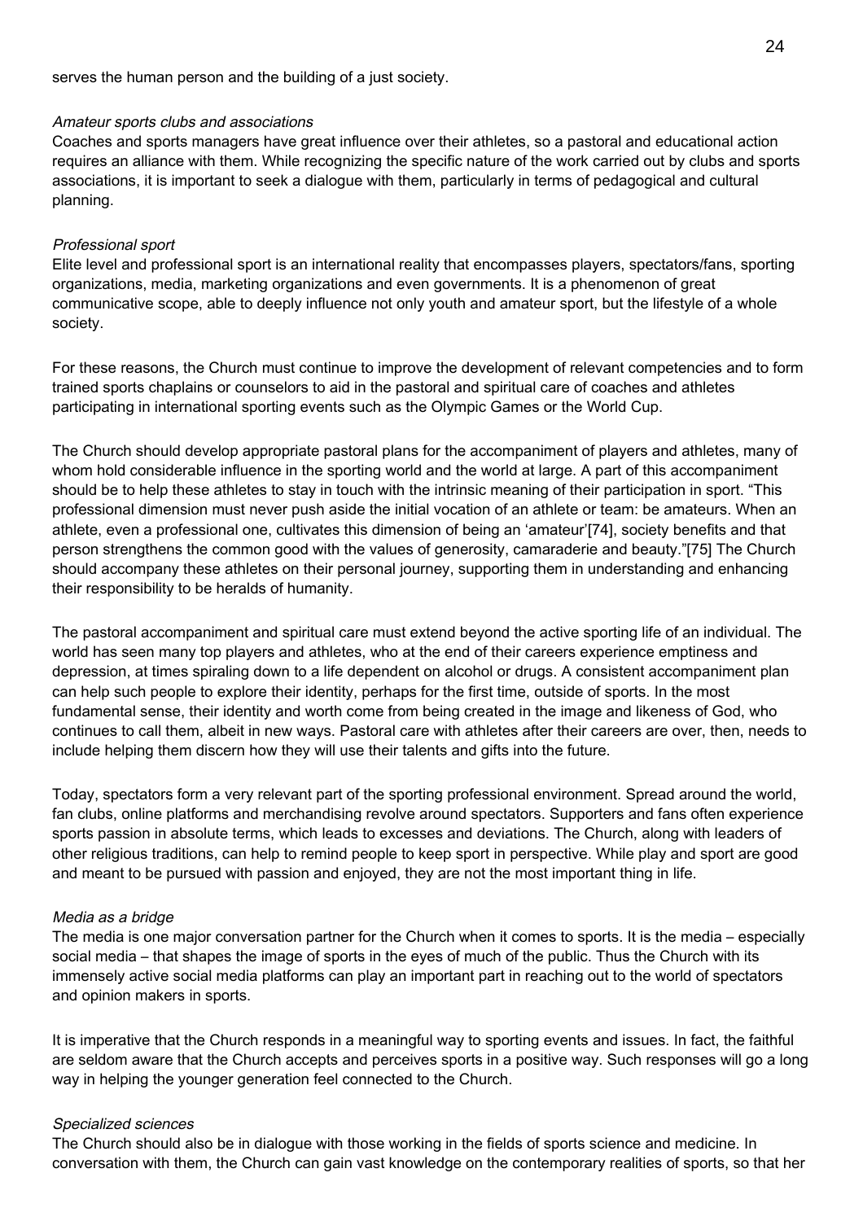serves the human person and the building of a just society.

*Amateur sports clubs and associations*

Coaches and sports managers have great influence over their athletes, so a pastoral and educational action requires an alliance with them. While recognizing the specific nature of the work carried out by clubs and sports associations, it is important to seek a dialogue with them, particularly in terms of pedagogical and cultural planning.

*Professional sport*

Elite level and professional sport is an international reality that encompasses players, spectators/fans, sporting organizations, media, marketing organizations and even governments. It is a phenomenon of great communicative scope, able to deeply influence not only youth and amateur sport, but the lifestyle of a whole society.

For these reasons, the Church must continue to improve the development of relevant competencies and to form trained sports chaplains or counselors to aid in the pastoral and spiritual care of coaches and athletes participating in international sporting events such as the Olympic Games or the World Cup.

The Church should develop appropriate pastoral plans for the accompaniment of players and athletes, many of whom hold considerable influence in the sporting world and the world at large. A part of this accompaniment should be to help these athletes to stay in touch with the intrinsic meaning of their participation in sport. “This professional dimension must never push aside the initial vocation of an athlete or team: be amateurs. When an athlete, even a professional one, cultivates this dimension of being an ‘amateur’[74], society benefits and that person strengthens the common good with the values of generosity, camaraderie and beauty.”[75] The Church should accompany these athletes on their personal journey, supporting them in understanding and enhancing their responsibility to be heralds of humanity.

The pastoral accompaniment and spiritual care must extend beyond the active sporting life of an individual. The world has seen many top players and athletes, who at the end of their careers experience emptiness and depression, at times spiraling down to a life dependent on alcohol or drugs. A consistent accompaniment plan can help such people to explore their identity, perhaps for the first time, outside of sports. In the most fundamental sense, their identity and worth come from being created in the image and likeness of God, who continues to call them, albeit in new ways. Pastoral care with athletes after their careers are over, then, needs to include helping them discern how they will use their talents and gifts into the future.

Today, spectators form a very relevant part of the sporting professional environment. Spread around the world, fan clubs, online platforms and merchandising revolve around spectators. Supporters and fans often experience sports passion in absolute terms, which leads to excesses and deviations. The Church, along with leaders of other religious traditions, can help to remind people to keep sport in perspective. While play and sport are good and meant to be pursued with passion and enjoyed, they are not the most important thing in life.

*Media as a bridge*

The media is one major conversation partner for the Church when it comes to sports. It is the media – especially social media – that shapes the image of sports in the eyes of much of the public. Thus the Church with its immensely active social media platforms can play an important part in reaching out to the world of spectators and opinion makers in sports.

It is imperative that the Church responds in a meaningful way to sporting events and issues. In fact, the faithful are seldom aware that the Church accepts and perceives sports in a positive way. Such responses will go a long way in helping the younger generation feel connected to the Church.

*Specialized sciences*

The Church should also be in dialogue with those working in the fields of sports science and medicine. In conversation with them, the Church can gain vast knowledge on the contemporary realities of sports, so that her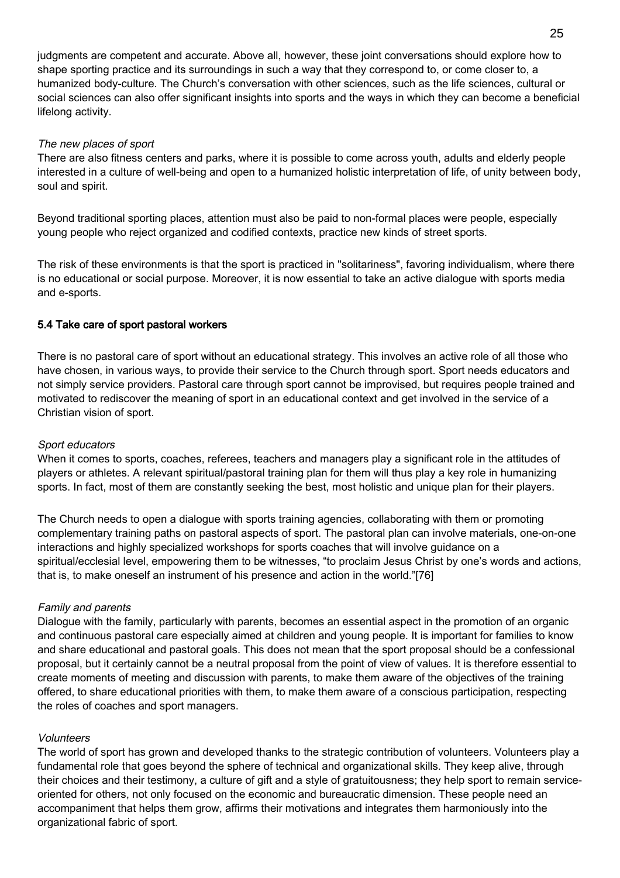judgments are competent and accurate. Above all, however, these joint conversations should explore how to shape sporting practice and its surroundings in such a way that they correspond to, or come closer to, a humanized body-culture. The Church's conversation with other sciences, such as the life sciences, cultural or social sciences can also offer significant insights into sports and the ways in which they can become a beneficial lifelong activity.

*The new places of sport*

There are also fitness centers and parks, where it is possible to come across youth, adults and elderly people interested in a culture of well-being and open to a humanized holistic interpretation of life, of unity between body, soul and spirit.

Beyond traditional sporting places, attention must also be paid to non-formal places were people, especially young people who reject organized and codified contexts, practice new kinds of street sports.

The risk of these environments is that the sport is practiced in "solitariness", favoring individualism, where there is no educational or social purpose. Moreover, it is now essential to take an active dialogue with sports media and e-sports.

### 5.4 Take care of sport pastoral workers

There is no pastoral care of sport without an educational strategy. This involves an active role of all those who have chosen, in various ways, to provide their service to the Church through sport. Sport needs educators and not simply service providers. Pastoral care through sport cannot be improvised, but requires people trained and motivated to rediscover the meaning of sport in an educational context and get involved in the service of a Christian vision of sport.

*Sport educators*

When it comes to sports, coaches, referees, teachers and managers play a significant role in the attitudes of players or athletes. A relevant spiritual/pastoral training plan for them will thus play a key role in humanizing sports. In fact, most of them are constantly seeking the best, most holistic and unique plan for their players.

The Church needs to open a dialogue with sports training agencies, collaborating with them or promoting complementary training paths on pastoral aspects of sport. The pastoral plan can involve materials, one-on-one interactions and highly specialized workshops for sports coaches that will involve guidance on a spiritual/ecclesial level, empowering them to be witnesses, "to proclaim Jesus Christ by one's words and actions, that is, to make oneself an instrument of his presence and action in the world."[76]

*Family and parents*

Dialogue with the family, particularly with parents, becomes an essential aspect in the promotion of an organic and continuous pastoral care especially aimed at children and young people. It is important for families to know and share educational and pastoral goals. This does not mean that the sport proposal should be a confessional proposal, but it certainly cannot be a neutral proposal from the point of view of values. It is therefore essential to create moments of meeting and discussion with parents, to make them aware of the objectives of the training offered, to share educational priorities with them, to make them aware of a conscious participation, respecting the roles of coaches and sport managers.

*Volunteers*

The world of sport has grown and developed thanks to the strategic contribution of volunteers. Volunteers play a fundamental role that goes beyond the sphere of technical and organizational skills. They keep alive, through their choices and their testimony, a culture of gift and a style of gratuitousness; they help sport to remain service-oriented for others, not only focused on the economic and bureaucratic dimension. These people need an accompaniment that helps them grow, affirms their motivations and integrates them harmoniously into the organizational fabric of sport.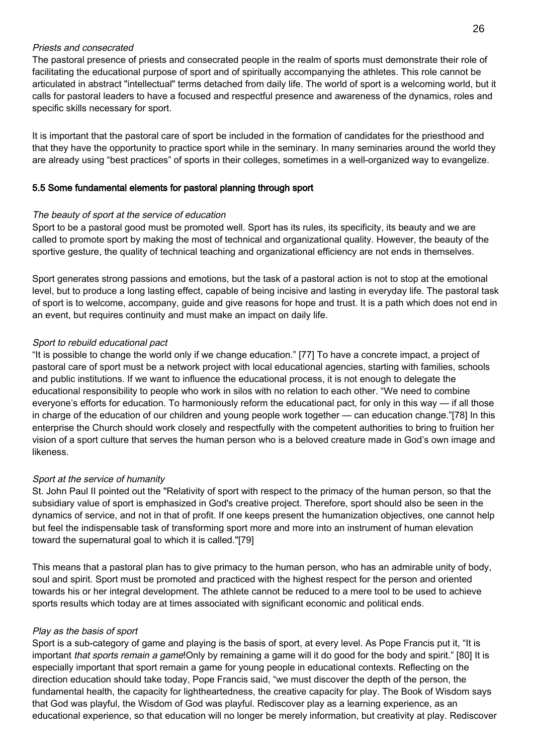*Priests and consecrated*

The pastoral presence of priests and consecrated people in the realm of sports must demonstrate their role of facilitating the educational purpose of sport and of spiritually accompanying the athletes. This role cannot be articulated in abstract "intellectual" terms detached from daily life. The world of sport is a welcoming world, but it calls for pastoral leaders to have a focused and respectful presence and awareness of the dynamics, roles and specific skills necessary for sport.

It is important that the pastoral care of sport be included in the formation of candidates for the priesthood and that they have the opportunity to practice sport while in the seminary. In many seminaries around the world they are already using "best practices" of sports in their colleges, sometimes in a well-organized way to evangelize.

## 5.5 Some fundamental elements for pastoral planning through sport

*The beauty of sport at the service of education*

Sport to be a pastoral good must be promoted well. Sport has its rules, its specificity, its beauty and we are called to promote sport by making the most of technical and organizational quality. However, the beauty of the sportive gesture, the quality of technical teaching and organizational efficiency are not ends in themselves.

Sport generates strong passions and emotions, but the task of a pastoral action is not to stop at the emotional level, but to produce a long lasting effect, capable of being incisive and lasting in everyday life. The pastoral task of sport is to welcome, accompany, guide and give reasons for hope and trust. It is a path which does not end in an event, but requires continuity and must make an impact on daily life.

*Sport to rebuild educational pact*

"It is possible to change the world only if we change education." [77] To have a concrete impact, a project of pastoral care of sport must be a network project with local educational agencies, starting with families, schools and public institutions. If we want to influence the educational process, it is not enough to delegate the educational responsibility to people who work in silos with no relation to each other. "We need to combine everyone's efforts for education. To harmoniously reform the educational pact, for only in this way — if all those in charge of the education of our children and young people work together — can education change."[78] In this enterprise the Church should work closely and respectfully with the competent authorities to bring to fruition her vision of a sport culture that serves the human person who is a beloved creature made in God's own image and likeness.

*Sport at the service of humanity*

St. John Paul II pointed out the "Relativity of sport with respect to the primacy of the human person, so that the subsidiary value of sport is emphasized in God's creative project. Therefore, sport should also be seen in the dynamics of service, and not in that of profit. If one keeps present the humanization objectives, one cannot help but feel the indispensable task of transforming sport more and more into an instrument of human elevation toward the supernatural goal to which it is called."[79]

This means that a pastoral plan has to give primacy to the human person, who has an admirable unity of body, soul and spirit. Sport must be promoted and practiced with the highest respect for the person and oriented towards his or her integral development. The athlete cannot be reduced to a mere tool to be used to achieve sports results which today are at times associated with significant economic and political ends.

*Play as the basis of sport*

Sport is a sub-category of game and playing is the basis of sport, at every level. As Pope Francis put it, "It is important *that sports remain a game*!Only by remaining a game will it do good for the body and spirit." [80] It is especially important that sport remain a game for young people in educational contexts. Reflecting on the direction education should take today, Pope Francis said, "we must discover the depth of the person, the fundamental health, the capacity for lightheartedness, the creative capacity for play. The Book of Wisdom says that God was playful, the Wisdom of God was playful. Rediscover play as a learning experience, as an educational experience, so that education will no longer be merely information, but creativity at play. Rediscover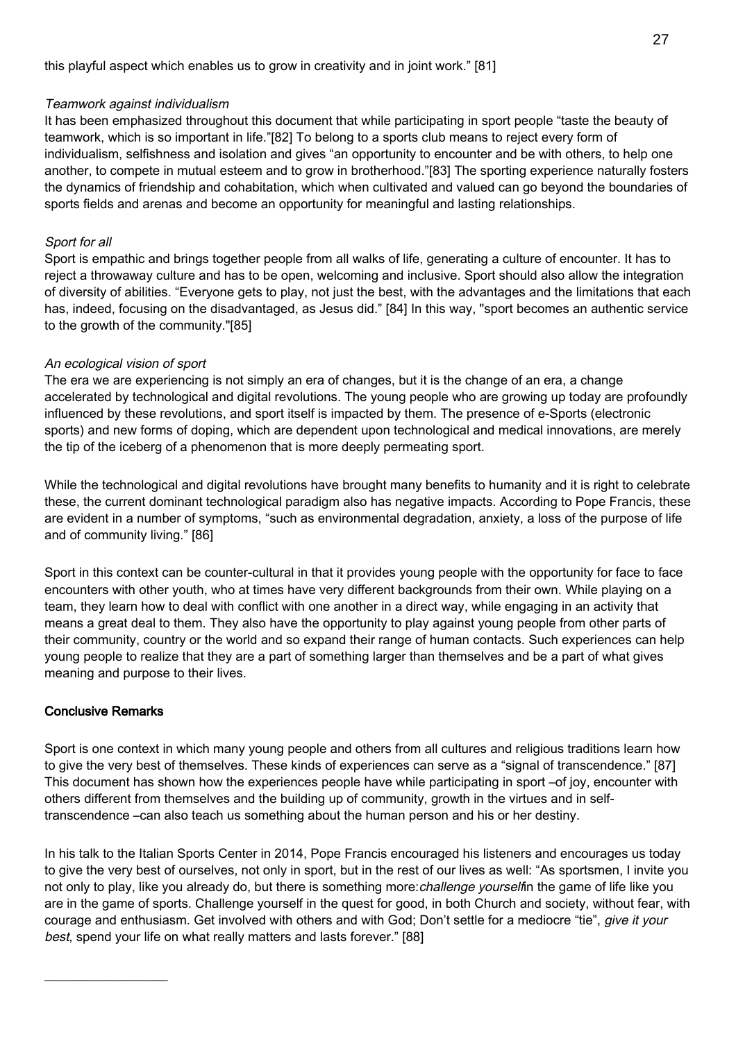this playful aspect which enables us to grow in creativity and in joint work." [81]

*Teamwork against individualism*

It has been emphasized throughout this document that while participating in sport people "taste the beauty of teamwork, which is so important in life."[82] To belong to a sports club means to reject every form of individualism, selfishness and isolation and gives "an opportunity to encounter and be with others, to help one another, to compete in mutual esteem and to grow in brotherhood."[83] The sporting experience naturally fosters the dynamics of friendship and cohabitation, which when cultivated and valued can go beyond the boundaries of sports fields and arenas and become an opportunity for meaningful and lasting relationships.

*Sport for all*

Sport is empathic and brings together people from all walks of life, generating a culture of encounter. It has to reject a throwaway culture and has to be open, welcoming and inclusive. Sport should also allow the integration of diversity of abilities. "Everyone gets to play, not just the best, with the advantages and the limitations that each has, indeed, focusing on the disadvantaged, as Jesus did." [84] In this way, "sport becomes an authentic service to the growth of the community."[85]

*An ecological vision of sport*

The era we are experiencing is not simply an era of changes, but it is the change of an era, a change accelerated by technological and digital revolutions. The young people who are growing up today are profoundly influenced by these revolutions, and sport itself is impacted by them. The presence of e-Sports (electronic sports) and new forms of doping, which are dependent upon technological and medical innovations, are merely the tip of the iceberg of a phenomenon that is more deeply permeating sport.

While the technological and digital revolutions have brought many benefits to humanity and it is right to celebrate these, the current dominant technological paradigm also has negative impacts. According to Pope Francis, these are evident in a number of symptoms, "such as environmental degradation, anxiety, a loss of the purpose of life and of community living." [86]

Sport in this context can be counter-cultural in that it provides young people with the opportunity for face to face encounters with other youth, who at times have very different backgrounds from their own. While playing on a team, they learn how to deal with conflict with one another in a direct way, while engaging in an activity that means a great deal to them. They also have the opportunity to play against young people from other parts of their community, country or the world and so expand their range of human contacts. Such experiences can help young people to realize that they are a part of something larger than themselves and be a part of what gives meaning and purpose to their lives.

## Conclusive Remarks

Sport is one context in which many young people and others from all cultures and religious traditions learn how to give the very best of themselves. These kinds of experiences can serve as a "signal of transcendence." [87] This document has shown how the experiences people have while participating in sport –of joy, encounter with others different from themselves and the building up of community, growth in the virtues and in self-transcendence –can also teach us something about the human person and his or her destiny.

In his talk to the Italian Sports Center in 2014, Pope Francis encouraged his listeners and encourages us today to give the very best of ourselves, not only in sport, but in the rest of our lives as well: "As sportsmen, I invite you not only to play, like you already do, but there is something more: *challenge yourself* in the game of life like you are in the game of sports. Challenge yourself in the quest for good, in both Church and society, without fear, with courage and enthusiasm. Get involved with others and with God; Don't settle for a mediocre "tie", *give it your best*, spend your life on what really matters and lasts forever." [88]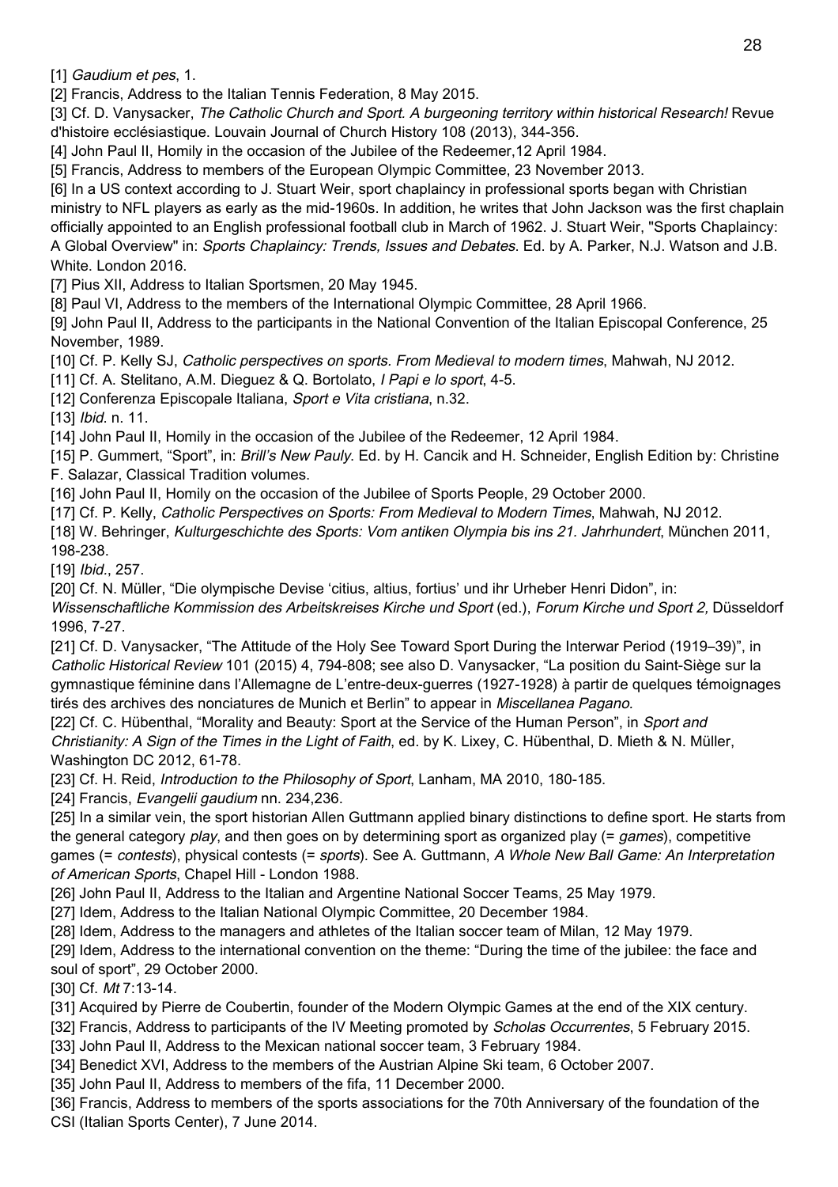[1] *Gaudium et pes*, 1.

[2] Francis, Address to the Italian Tennis Federation, 8 May 2015.

[3] Cf. D. Vanysacker, *The Catholic Church and Sport. A burgeoning territory within historical Research!* Revue d'histoire ecclésiastique. Louvain Journal of Church History 108 (2013), 344-356.

[4] John Paul II, Homily in the occasion of the Jubilee of the Redeemer,12 April 1984.

[5] Francis, Address to members of the European Olympic Committee, 23 November 2013.

[6] In a US context according to J. Stuart Weir, sport chaplaincy in professional sports began with Christian ministry to NFL players as early as the mid-1960s. In addition, he writes that John Jackson was the first chaplain officially appointed to an English professional football club in March of 1962. J. Stuart Weir, "Sports Chaplaincy: A Global Overview" in: *Sports Chaplaincy: Trends, Issues and Debates*. Ed. by A. Parker, N.J. Watson and J.B. White. London 2016.

[7] Pius XII, Address to Italian Sportsmen, 20 May 1945.

[8] Paul VI, Address to the members of the International Olympic Committee, 28 April 1966.

[9] John Paul II, Address to the participants in the National Convention of the Italian Episcopal Conference, 25 November, 1989.

[10] Cf. P. Kelly SJ, *Catholic perspectives on sports. From Medieval to modern times*, Mahwah, NJ 2012.

[11] Cf. A. Stelitano, A.M. Dieguez & Q. Bortolato, *I Papi e lo sport*, 4-5.

[12] Conferenza Episcopale Italiana, *Sport e Vita cristiana*, n.32.

[13] *Ibid*. n. 11.

[14] John Paul II, Homily in the occasion of the Jubilee of the Redeemer, 12 April 1984.

[15] P. Gummert, "Sport", in: *Brill's New Pauly*. Ed. by H. Cancik and H. Schneider, English Edition by: Christine F. Salazar, Classical Tradition volumes.

[16] John Paul II, Homily on the occasion of the Jubilee of Sports People, 29 October 2000.

[17] Cf. P. Kelly, *Catholic Perspectives on Sports: From Medieval to Modern Times*, Mahwah, NJ 2012.

[18] W. Behringer, *Kulturgeschichte des Sports: Vom antiken Olympia bis ins 21. Jahrhundert*, München 2011, 198-238.

[19] *Ibid*., 257.

[20] Cf. N. Müller, "Die olympische Devise 'citius, altius, fortius' und ihr Urheber Henri Didon", in: *Wissenschaftliche Kommission des Arbeitskreises Kirche und Sport* (ed.), *Forum Kirche und Sport 2,* Düsseldorf 1996, 7-27.

[21] Cf. D. Vanysacker, "The Attitude of the Holy See Toward Sport During the Interwar Period (1919–39)", in *Catholic Historical Review* 101 (2015) 4, 794-808; see also D. Vanysacker, "La position du Saint-Siège sur la gymnastique féminine dans l'Allemagne de L'entre-deux-guerres (1927-1928) à partir de quelques témoignages tirés des archives des nonciatures de Munich et Berlin" to appear in *Miscellanea Pagano.*

[22] Cf. C. Hübenthal, "Morality and Beauty: Sport at the Service of the Human Person", in *Sport and Christianity: A Sign of the Times in the Light of Faith*, ed. by K. Lixey, C. Hübenthal, D. Mieth & N. Müller, Washington DC 2012, 61-78.

[23] Cf. H. Reid, *Introduction to the Philosophy of Sport*, Lanham, MA 2010, 180-185.

[24] Francis, *Evangelii gaudium* nn. 234,236.

[25] In a similar vein, the sport historian Allen Guttmann applied binary distinctions to define sport. He starts from the general category *play*, and then goes on by determining sport as organized play (= *games*), competitive games (= *contests*), physical contests (= *sports*). See A. Guttmann, *A Whole New Ball Game: An Interpretation of American Sports*, Chapel Hill - London 1988.

[26] John Paul II, Address to the Italian and Argentine National Soccer Teams, 25 May 1979.

[27] Idem, Address to the Italian National Olympic Committee, 20 December 1984.

[28] Idem, Address to the managers and athletes of the Italian soccer team of Milan, 12 May 1979.

[29] Idem, Address to the international convention on the theme: "During the time of the jubilee: the face and soul of sport", 29 October 2000.

[30] Cf. *Mt* 7:13-14.

[31] Acquired by Pierre de Coubertin, founder of the Modern Olympic Games at the end of the XIX century.

[32] Francis, Address to participants of the IV Meeting promoted by *Scholas Occurrentes*, 5 February 2015.

[33] John Paul II, Address to the Mexican national soccer team, 3 February 1984.

[34] Benedict XVI, Address to the members of the Austrian Alpine Ski team, 6 October 2007.

[35] John Paul II, Address to members of the fifa, 11 December 2000.

[36] Francis, Address to members of the sports associations for the 70th Anniversary of the foundation of the CSI (Italian Sports Center), 7 June 2014.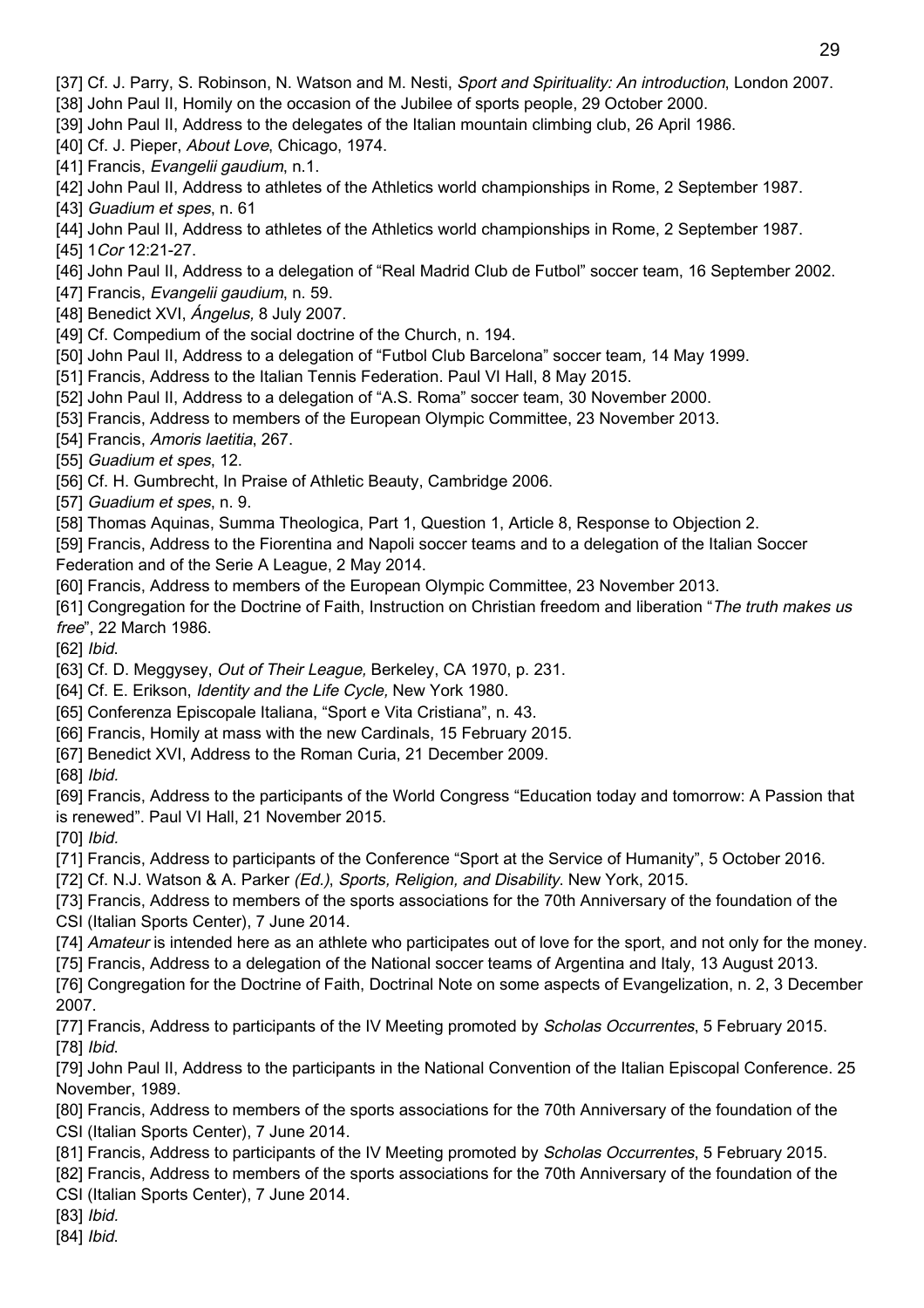[37] Cf. J. Parry, S. Robinson, N. Watson and M. Nesti, *Sport and Spirituality: An introduction*, London 2007.
[38] John Paul II, Homily on the occasion of the Jubilee of sports people, 29 October 2000.
[39] John Paul II, Address to the delegates of the Italian mountain climbing club, 26 April 1986.
[40] Cf. J. Pieper, *About Love*, Chicago, 1974.
[41] Francis, *Evangelii gaudium*, n.1.
[42] John Paul II, Address to athletes of the Athletics world championships in Rome, 2 September 1987.
[43] *Guadium et spes*, n. 61
[44] John Paul II, Address to athletes of the Athletics world championships in Rome, 2 September 1987.
[45] 1*Cor* 12:21-27.
[46] John Paul II, Address to a delegation of "Real Madrid Club de Futbol" soccer team, 16 September 2002.
[47] Francis, *Evangelii gaudium*, n. 59.
[48] Benedict XVI, *Ángelus,* 8 July 2007.
[49] Cf. Compedium of the social doctrine of the Church, n. 194.
[50] John Paul II, Address to a delegation of "Futbol Club Barcelona" soccer team*,* 14 May 1999.
[51] Francis, Address to the Italian Tennis Federation. Paul VI Hall, 8 May 2015.
[52] John Paul II, Address to a delegation of "A.S. Roma" soccer team, 30 November 2000.
[53] Francis, Address to members of the European Olympic Committee, 23 November 2013.
[54] Francis, *Amoris laetitia*, 267.
[55] *Guadium et spes*, 12.
[56] Cf. H. Gumbrecht, In Praise of Athletic Beauty, Cambridge 2006.
[57] *Guadium et spes*, n. 9.
[58] Thomas Aquinas, Summa Theologica, Part 1, Question 1, Article 8, Response to Objection 2.
[59] Francis, Address to the Fiorentina and Napoli soccer teams and to a delegation of the Italian Soccer Federation and of the Serie A League, 2 May 2014.
[60] Francis, Address to members of the European Olympic Committee, 23 November 2013.
[61] Congregation for the Doctrine of Faith, Instruction on Christian freedom and liberation "*The truth makes us free*", 22 March 1986.
[62] *Ibid*.
[63] Cf. D. Meggysey, *Out of Their League,* Berkeley, CA 1970, p. 231.
[64] Cf. E. Erikson, *Identity and the Life Cycle,* New York 1980.
[65] Conferenza Episcopale Italiana, "Sport e Vita Cristiana", n. 43.
[66] Francis, Homily at mass with the new Cardinals, 15 February 2015.
[67] Benedict XVI, Address to the Roman Curia, 21 December 2009.
[68] *Ibid.*
[69] Francis, Address to the participants of the World Congress "Education today and tomorrow: A Passion that is renewed". Paul VI Hall, 21 November 2015.
[70] *Ibid.*
[71] Francis, Address to participants of the Conference "Sport at the Service of Humanity", 5 October 2016.
[72] Cf. N.J. Watson & A. Parker *(Ed.)*, *Sports, Religion, and Disability*. New York, 2015.
[73] Francis, Address to members of the sports associations for the 70th Anniversary of the foundation of the CSI (Italian Sports Center), 7 June 2014.
[74] *Amateur* is intended here as an athlete who participates out of love for the sport, and not only for the money.
[75] Francis, Address to a delegation of the National soccer teams of Argentina and Italy, 13 August 2013.
[76] Congregation for the Doctrine of Faith, Doctrinal Note on some aspects of Evangelization, n. 2, 3 December 2007.
[77] Francis, Address to participants of the IV Meeting promoted by *Scholas Occurrentes*, 5 February 2015.
[78] *Ibid*.
[79] John Paul II, Address to the participants in the National Convention of the Italian Episcopal Conference. 25 November, 1989.
[80] Francis, Address to members of the sports associations for the 70th Anniversary of the foundation of the CSI (Italian Sports Center), 7 June 2014.
[81] Francis, Address to participants of the IV Meeting promoted by *Scholas Occurrentes*, 5 February 2015.
[82] Francis, Address to members of the sports associations for the 70th Anniversary of the foundation of the CSI (Italian Sports Center), 7 June 2014.
[83] *Ibid.*
[84] *Ibid*.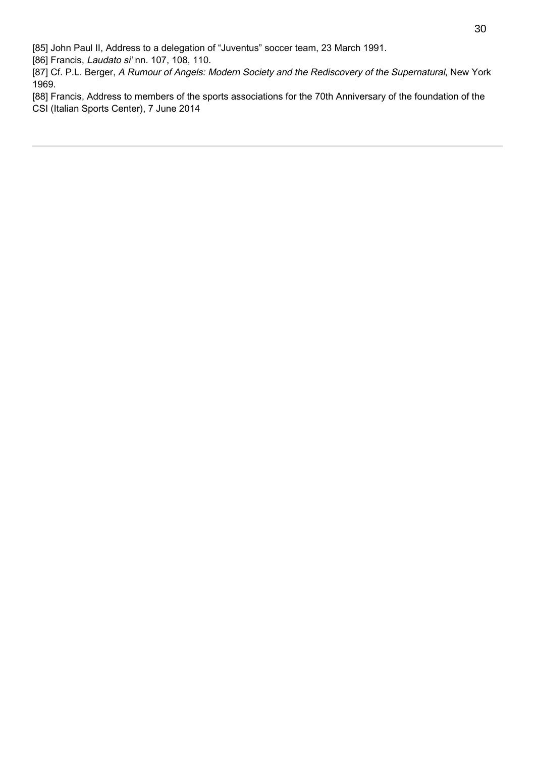[85] John Paul II, Address to a delegation of “Juventus” soccer team, 23 March 1991.

[86] Francis, *Laudato si'* nn. 107, 108, 110.

[87] Cf. P.L. Berger, *A Rumour of Angels: Modern Society and the Rediscovery of the Supernatural*, New York 1969.

[88] Francis, Address to members of the sports associations for the 70th Anniversary of the foundation of the CSI (Italian Sports Center), 7 June 2014

---